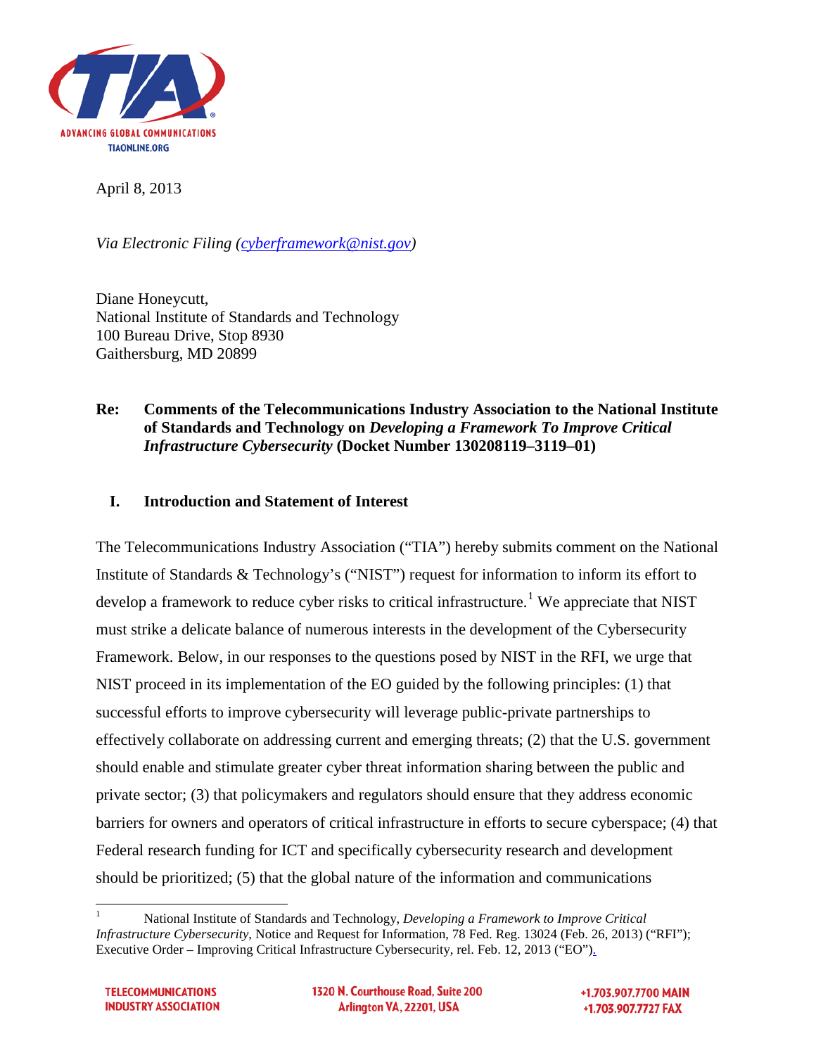ADVANCING GLOBAL COMMUNICATIONS
TIAONLINE.ORG

April 8, 2013

*Via Electronic Filing (cyberframework@nist.gov)*

Diane Honeycutt,
National Institute of Standards and Technology
100 Bureau Drive, Stop 8930
Gaithersburg, MD 20899

**Re: Comments of the Telecommunications Industry Association to the National Institute of Standards and Technology on *Developing a Framework To Improve Critical Infrastructure Cybersecurity* (Docket Number 130208119–3119–01)**

## I. Introduction and Statement of Interest

The Telecommunications Industry Association ("TIA") hereby submits comment on the National Institute of Standards & Technology's ("NIST") request for information to inform its effort to develop a framework to reduce cyber risks to critical infrastructure.[1] We appreciate that NIST must strike a delicate balance of numerous interests in the development of the Cybersecurity Framework. Below, in our responses to the questions posed by NIST in the RFI, we urge that NIST proceed in its implementation of the EO guided by the following principles: (1) that successful efforts to improve cybersecurity will leverage public-private partnerships to effectively collaborate on addressing current and emerging threats; (2) that the U.S. government should enable and stimulate greater cyber threat information sharing between the public and private sector; (3) that policymakers and regulators should ensure that they address economic barriers for owners and operators of critical infrastructure in efforts to secure cyberspace; (4) that Federal research funding for ICT and specifically cybersecurity research and development should be prioritized; (5) that the global nature of the information and communications

[1] National Institute of Standards and Technology, *Developing a Framework to Improve Critical Infrastructure Cybersecurity*, Notice and Request for Information, 78 Fed. Reg. 13024 (Feb. 26, 2013) ("RFI"); Executive Order – Improving Critical Infrastructure Cybersecurity, rel. Feb. 12, 2013 ("EO").

TELECOMMUNICATIONS INDUSTRY ASSOCIATION | 1320 N. Courthouse Road, Suite 200 Arlington VA, 22201, USA | +1.703.907.7700 MAIN +1.703.907.7727 FAX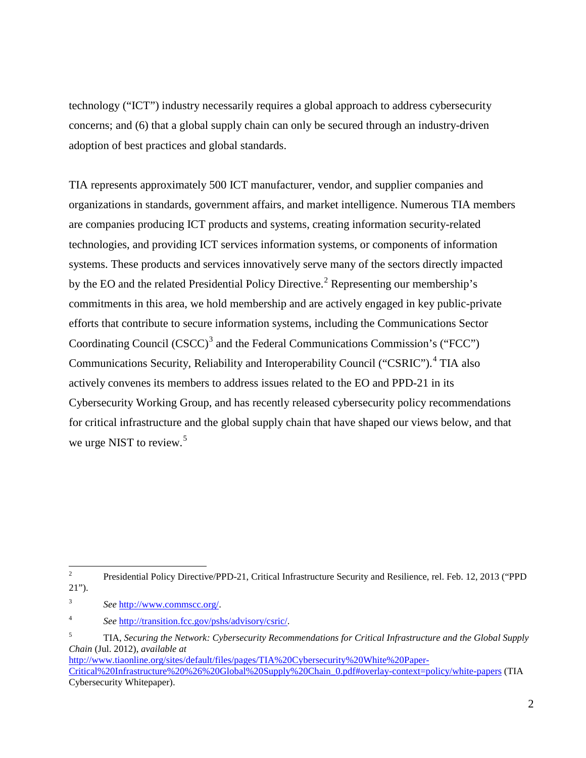technology ("ICT") industry necessarily requires a global approach to address cybersecurity concerns; and (6) that a global supply chain can only be secured through an industry-driven adoption of best practices and global standards.

TIA represents approximately 500 ICT manufacturer, vendor, and supplier companies and organizations in standards, government affairs, and market intelligence. Numerous TIA members are companies producing ICT products and systems, creating information security-related technologies, and providing ICT services information systems, or components of information systems. These products and services innovatively serve many of the sectors directly impacted by the EO and the related Presidential Policy Directive.[2] Representing our membership's commitments in this area, we hold membership and are actively engaged in key public-private efforts that contribute to secure information systems, including the Communications Sector Coordinating Council (CSCC)[3] and the Federal Communications Commission's ("FCC") Communications Security, Reliability and Interoperability Council ("CSRIC").[4] TIA also actively convenes its members to address issues related to the EO and PPD-21 in its Cybersecurity Working Group, and has recently released cybersecurity policy recommendations for critical infrastructure and the global supply chain that have shaped our views below, and that we urge NIST to review.[5]

---

[2] Presidential Policy Directive/PPD-21, Critical Infrastructure Security and Resilience, rel. Feb. 12, 2013 ("PPD 21").

[3] *See* http://www.commscc.org/.

[4] *See* http://transition.fcc.gov/pshs/advisory/csric/.

[5] TIA, *Securing the Network: Cybersecurity Recommendations for Critical Infrastructure and the Global Supply Chain* (Jul. 2012), *available at* http://www.tiaonline.org/sites/default/files/pages/TIA%20Cybersecurity%20White%20Paper-Critical%20Infrastructure%20%26%20Global%20Supply%20Chain_0.pdf#overlay-context=policy/white-papers (TIA Cybersecurity Whitepaper).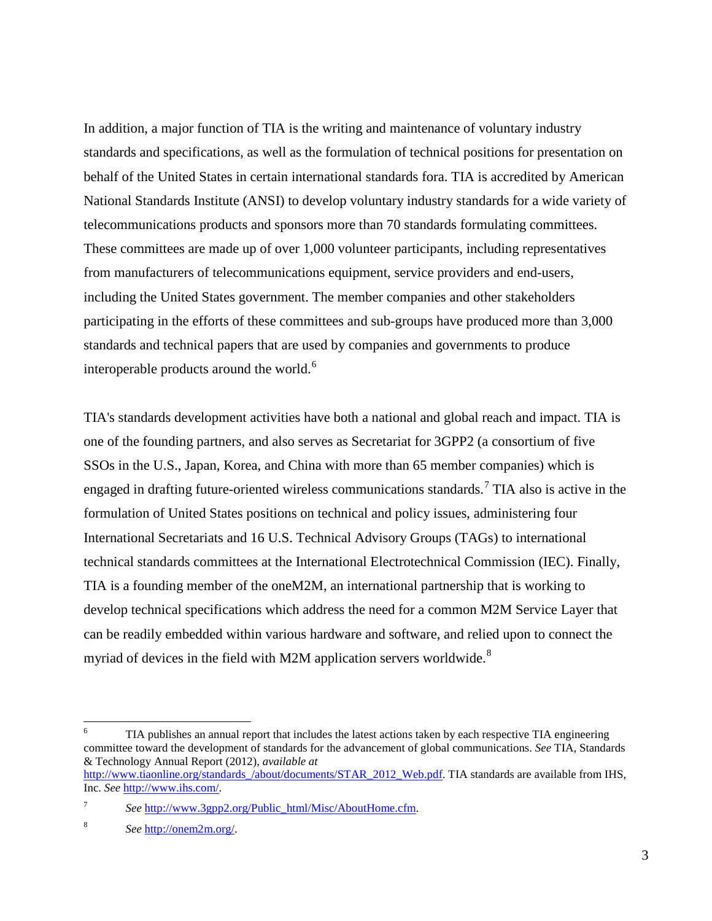In addition, a major function of TIA is the writing and maintenance of voluntary industry standards and specifications, as well as the formulation of technical positions for presentation on behalf of the United States in certain international standards fora. TIA is accredited by American National Standards Institute (ANSI) to develop voluntary industry standards for a wide variety of telecommunications products and sponsors more than 70 standards formulating committees. These committees are made up of over 1,000 volunteer participants, including representatives from manufacturers of telecommunications equipment, service providers and end-users, including the United States government. The member companies and other stakeholders participating in the efforts of these committees and sub-groups have produced more than 3,000 standards and technical papers that are used by companies and governments to produce interoperable products around the world.[6]

TIA's standards development activities have both a national and global reach and impact. TIA is one of the founding partners, and also serves as Secretariat for 3GPP2 (a consortium of five SSOs in the U.S., Japan, Korea, and China with more than 65 member companies) which is engaged in drafting future-oriented wireless communications standards.[7] TIA also is active in the formulation of United States positions on technical and policy issues, administering four International Secretariats and 16 U.S. Technical Advisory Groups (TAGs) to international technical standards committees at the International Electrotechnical Commission (IEC). Finally, TIA is a founding member of the oneM2M, an international partnership that is working to develop technical specifications which address the need for a common M2M Service Layer that can be readily embedded within various hardware and software, and relied upon to connect the myriad of devices in the field with M2M application servers worldwide.[8]

---

[6] TIA publishes an annual report that includes the latest actions taken by each respective TIA engineering committee toward the development of standards for the advancement of global communications. *See* TIA, Standards & Technology Annual Report (2012), *available at* http://www.tiaonline.org/standards_/about/documents/STAR_2012_Web.pdf. TIA standards are available from IHS, Inc. *See* http://www.ihs.com/.

[7] *See* http://www.3gpp2.org/Public_html/Misc/AboutHome.cfm.

[8] *See* http://onem2m.org/.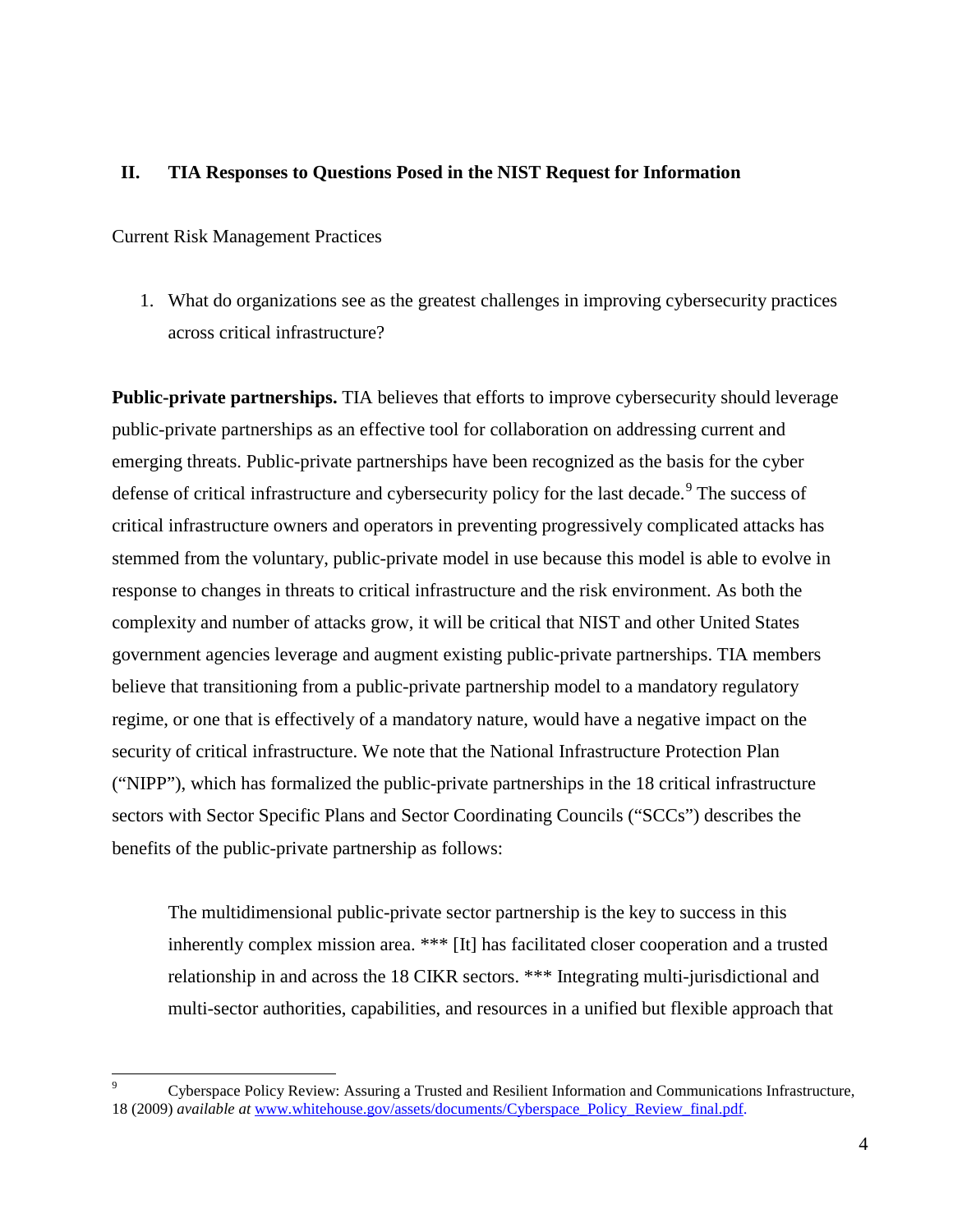## II. TIA Responses to Questions Posed in the NIST Request for Information

Current Risk Management Practices

1. What do organizations see as the greatest challenges in improving cybersecurity practices across critical infrastructure?

**Public-private partnerships.** TIA believes that efforts to improve cybersecurity should leverage public-private partnerships as an effective tool for collaboration on addressing current and emerging threats. Public-private partnerships have been recognized as the basis for the cyber defense of critical infrastructure and cybersecurity policy for the last decade.[9] The success of critical infrastructure owners and operators in preventing progressively complicated attacks has stemmed from the voluntary, public-private model in use because this model is able to evolve in response to changes in threats to critical infrastructure and the risk environment. As both the complexity and number of attacks grow, it will be critical that NIST and other United States government agencies leverage and augment existing public-private partnerships. TIA members believe that transitioning from a public-private partnership model to a mandatory regulatory regime, or one that is effectively of a mandatory nature, would have a negative impact on the security of critical infrastructure. We note that the National Infrastructure Protection Plan ("NIPP"), which has formalized the public-private partnerships in the 18 critical infrastructure sectors with Sector Specific Plans and Sector Coordinating Councils ("SCCs") describes the benefits of the public-private partnership as follows:

> The multidimensional public-private sector partnership is the key to success in this inherently complex mission area. *** [It] has facilitated closer cooperation and a trusted relationship in and across the 18 CIKR sectors. *** Integrating multi-jurisdictional and multi-sector authorities, capabilities, and resources in a unified but flexible approach that

---

[9] Cyberspace Policy Review: Assuring a Trusted and Resilient Information and Communications Infrastructure, 18 (2009) *available at* www.whitehouse.gov/assets/documents/Cyberspace_Policy_Review_final.pdf.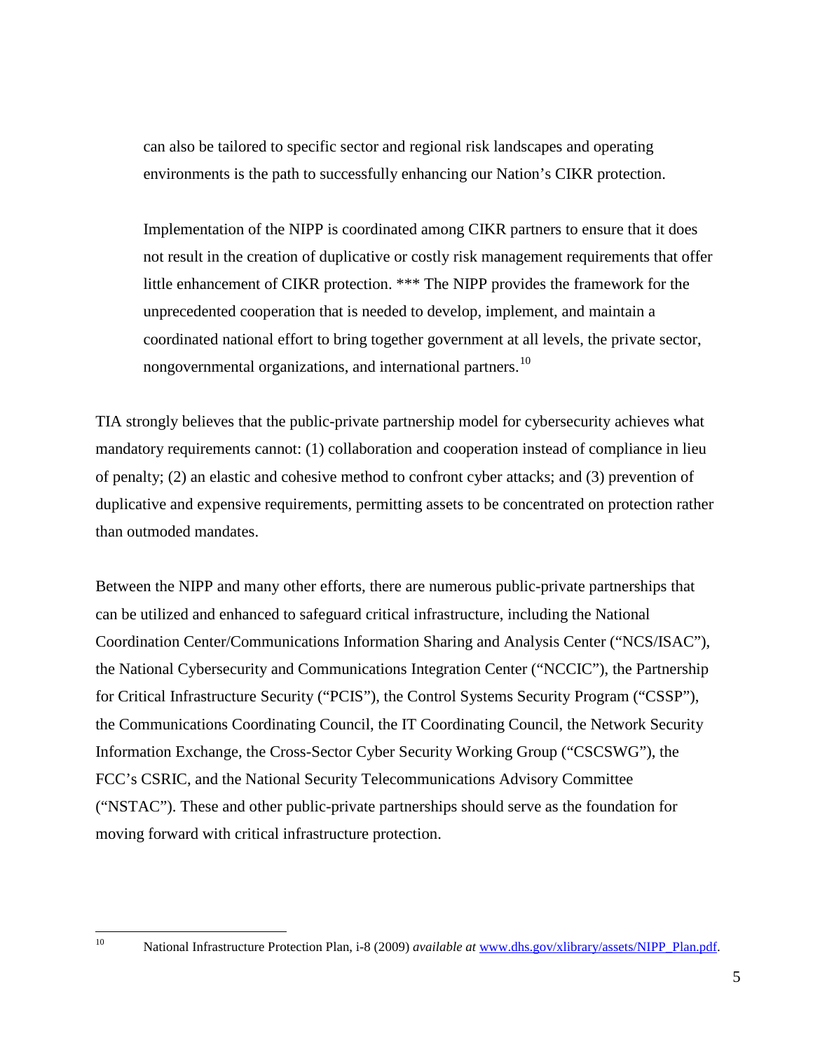> can also be tailored to specific sector and regional risk landscapes and operating environments is the path to successfully enhancing our Nation's CIKR protection.
>
> Implementation of the NIPP is coordinated among CIKR partners to ensure that it does not result in the creation of duplicative or costly risk management requirements that offer little enhancement of CIKR protection. *** The NIPP provides the framework for the unprecedented cooperation that is needed to develop, implement, and maintain a coordinated national effort to bring together government at all levels, the private sector, nongovernmental organizations, and international partners.[10]

TIA strongly believes that the public-private partnership model for cybersecurity achieves what mandatory requirements cannot: (1) collaboration and cooperation instead of compliance in lieu of penalty; (2) an elastic and cohesive method to confront cyber attacks; and (3) prevention of duplicative and expensive requirements, permitting assets to be concentrated on protection rather than outmoded mandates.

Between the NIPP and many other efforts, there are numerous public-private partnerships that can be utilized and enhanced to safeguard critical infrastructure, including the National Coordination Center/Communications Information Sharing and Analysis Center ("NCS/ISAC"), the National Cybersecurity and Communications Integration Center ("NCCIC"), the Partnership for Critical Infrastructure Security ("PCIS"), the Control Systems Security Program ("CSSP"), the Communications Coordinating Council, the IT Coordinating Council, the Network Security Information Exchange, the Cross-Sector Cyber Security Working Group ("CSCSWG"), the FCC's CSRIC, and the National Security Telecommunications Advisory Committee ("NSTAC"). These and other public-private partnerships should serve as the foundation for moving forward with critical infrastructure protection.

---

[10] National Infrastructure Protection Plan, i-8 (2009) *available at* [www.dhs.gov/xlibrary/assets/NIPP_Plan.pdf](www.dhs.gov/xlibrary/assets/NIPP_Plan.pdf).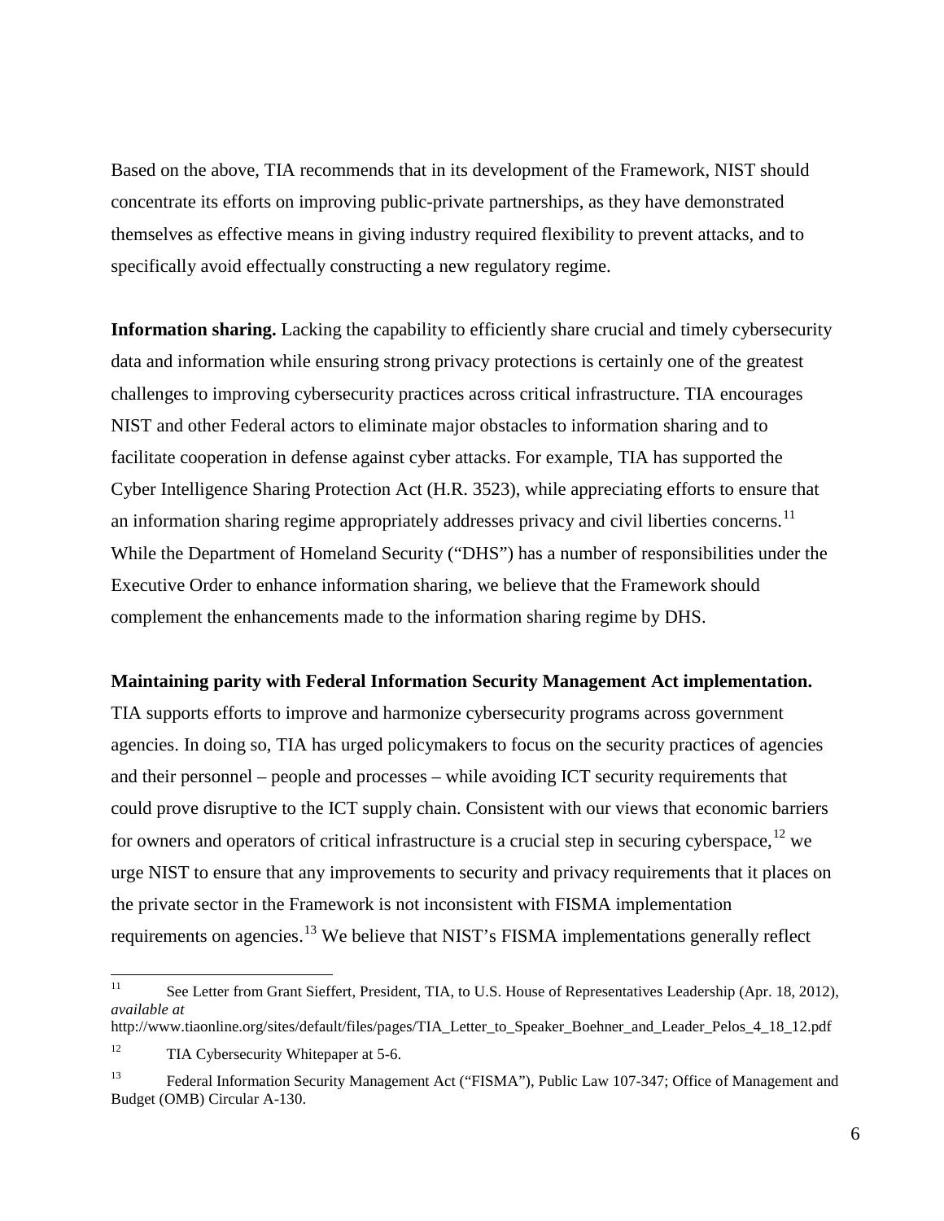Based on the above, TIA recommends that in its development of the Framework, NIST should concentrate its efforts on improving public-private partnerships, as they have demonstrated themselves as effective means in giving industry required flexibility to prevent attacks, and to specifically avoid effectually constructing a new regulatory regime.

**Information sharing.** Lacking the capability to efficiently share crucial and timely cybersecurity data and information while ensuring strong privacy protections is certainly one of the greatest challenges to improving cybersecurity practices across critical infrastructure. TIA encourages NIST and other Federal actors to eliminate major obstacles to information sharing and to facilitate cooperation in defense against cyber attacks. For example, TIA has supported the Cyber Intelligence Sharing Protection Act (H.R. 3523), while appreciating efforts to ensure that an information sharing regime appropriately addresses privacy and civil liberties concerns.[11] While the Department of Homeland Security ("DHS") has a number of responsibilities under the Executive Order to enhance information sharing, we believe that the Framework should complement the enhancements made to the information sharing regime by DHS.

**Maintaining parity with Federal Information Security Management Act implementation.** TIA supports efforts to improve and harmonize cybersecurity programs across government agencies. In doing so, TIA has urged policymakers to focus on the security practices of agencies and their personnel – people and processes – while avoiding ICT security requirements that could prove disruptive to the ICT supply chain. Consistent with our views that economic barriers for owners and operators of critical infrastructure is a crucial step in securing cyberspace,[12] we urge NIST to ensure that any improvements to security and privacy requirements that it places on the private sector in the Framework is not inconsistent with FISMA implementation requirements on agencies.[13] We believe that NIST's FISMA implementations generally reflect

---

[11] See Letter from Grant Sieffert, President, TIA, to U.S. House of Representatives Leadership (Apr. 18, 2012), *available at* http://www.tiaonline.org/sites/default/files/pages/TIA_Letter_to_Speaker_Boehner_and_Leader_Pelos_4_18_12.pdf

[12] TIA Cybersecurity Whitepaper at 5-6.

[13] Federal Information Security Management Act ("FISMA"), Public Law 107-347; Office of Management and Budget (OMB) Circular A-130.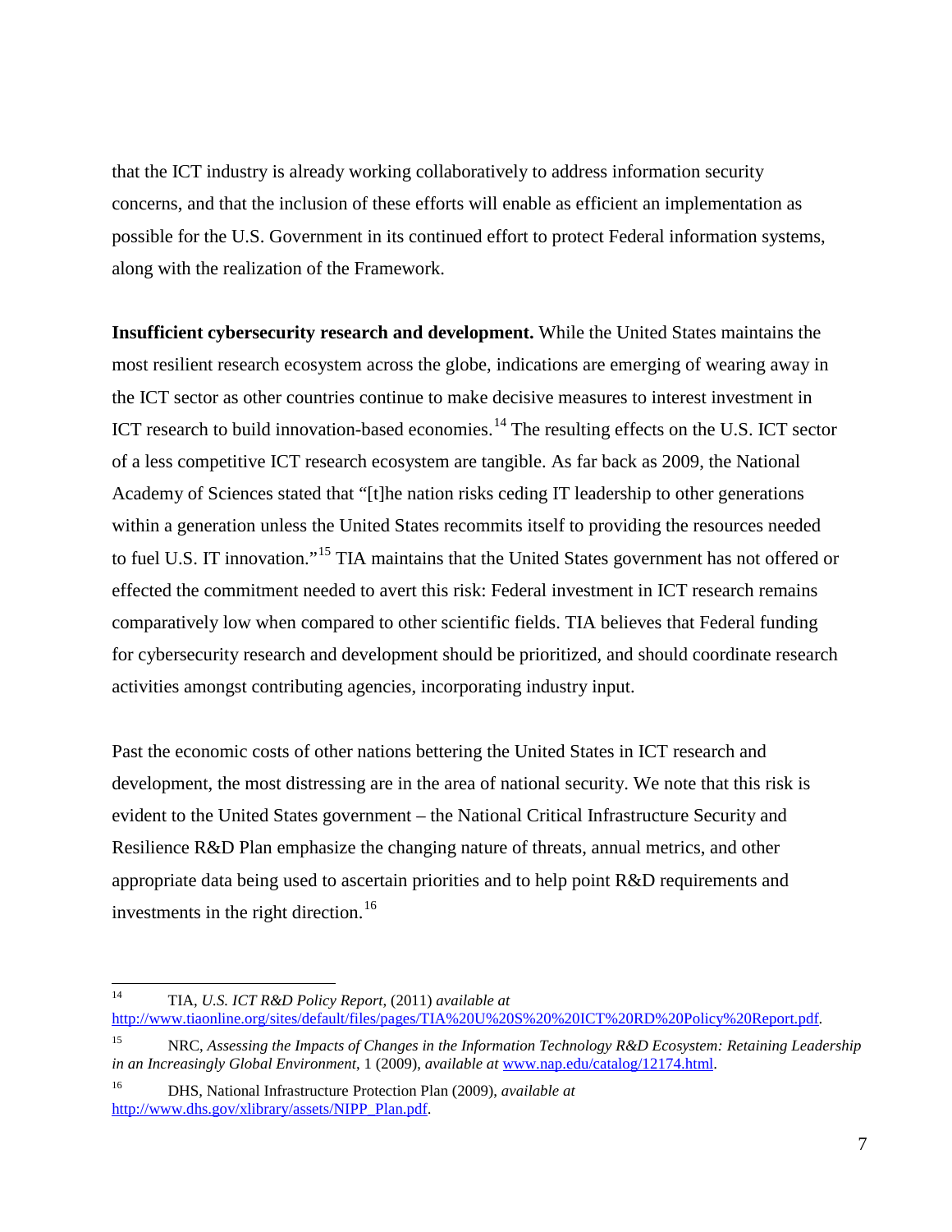that the ICT industry is already working collaboratively to address information security concerns, and that the inclusion of these efforts will enable as efficient an implementation as possible for the U.S. Government in its continued effort to protect Federal information systems, along with the realization of the Framework.

**Insufficient cybersecurity research and development.** While the United States maintains the most resilient research ecosystem across the globe, indications are emerging of wearing away in the ICT sector as other countries continue to make decisive measures to interest investment in ICT research to build innovation-based economies.[14] The resulting effects on the U.S. ICT sector of a less competitive ICT research ecosystem are tangible. As far back as 2009, the National Academy of Sciences stated that "[t]he nation risks ceding IT leadership to other generations within a generation unless the United States recommits itself to providing the resources needed to fuel U.S. IT innovation."[15] TIA maintains that the United States government has not offered or effected the commitment needed to avert this risk: Federal investment in ICT research remains comparatively low when compared to other scientific fields. TIA believes that Federal funding for cybersecurity research and development should be prioritized, and should coordinate research activities amongst contributing agencies, incorporating industry input.

Past the economic costs of other nations bettering the United States in ICT research and development, the most distressing are in the area of national security. We note that this risk is evident to the United States government – the National Critical Infrastructure Security and Resilience R&D Plan emphasize the changing nature of threats, annual metrics, and other appropriate data being used to ascertain priorities and to help point R&D requirements and investments in the right direction.[16]

---

[14] TIA, *U.S. ICT R&D Policy Report*, (2011) *available at* http://www.tiaonline.org/sites/default/files/pages/TIA%20U%20S%20%20ICT%20RD%20Policy%20Report.pdf.

[15] NRC, *Assessing the Impacts of Changes in the Information Technology R&D Ecosystem: Retaining Leadership in an Increasingly Global Environment*, 1 (2009), *available at* www.nap.edu/catalog/12174.html.

[16] DHS, National Infrastructure Protection Plan (2009), *available at* http://www.dhs.gov/xlibrary/assets/NIPP_Plan.pdf.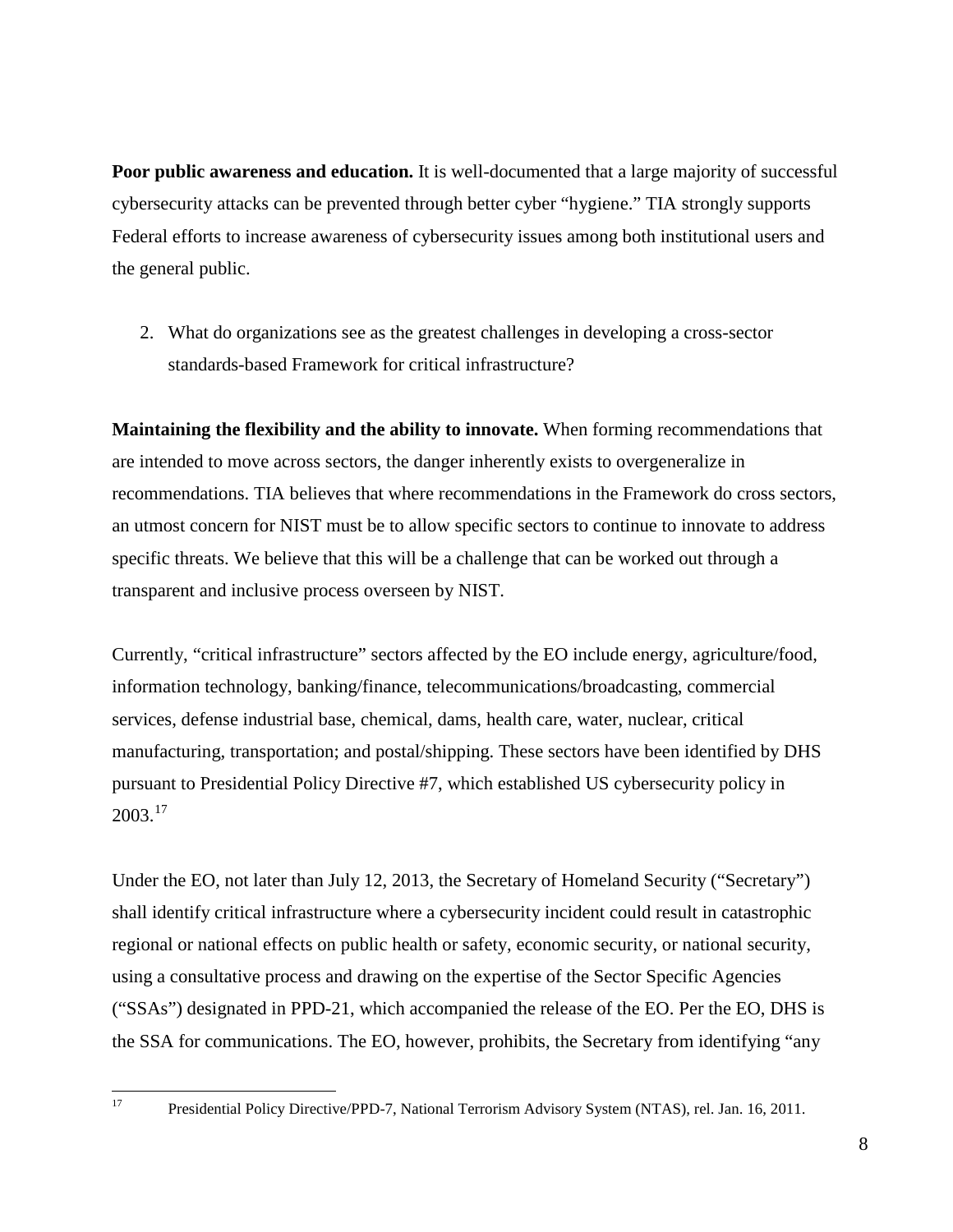**Poor public awareness and education.** It is well-documented that a large majority of successful cybersecurity attacks can be prevented through better cyber "hygiene." TIA strongly supports Federal efforts to increase awareness of cybersecurity issues among both institutional users and the general public.

2. What do organizations see as the greatest challenges in developing a cross-sector standards-based Framework for critical infrastructure?

**Maintaining the flexibility and the ability to innovate.** When forming recommendations that are intended to move across sectors, the danger inherently exists to overgeneralize in recommendations. TIA believes that where recommendations in the Framework do cross sectors, an utmost concern for NIST must be to allow specific sectors to continue to innovate to address specific threats. We believe that this will be a challenge that can be worked out through a transparent and inclusive process overseen by NIST.

Currently, "critical infrastructure" sectors affected by the EO include energy, agriculture/food, information technology, banking/finance, telecommunications/broadcasting, commercial services, defense industrial base, chemical, dams, health care, water, nuclear, critical manufacturing, transportation; and postal/shipping. These sectors have been identified by DHS pursuant to Presidential Policy Directive #7, which established US cybersecurity policy in 2003.[17]

Under the EO, not later than July 12, 2013, the Secretary of Homeland Security ("Secretary") shall identify critical infrastructure where a cybersecurity incident could result in catastrophic regional or national effects on public health or safety, economic security, or national security, using a consultative process and drawing on the expertise of the Sector Specific Agencies ("SSAs") designated in PPD-21, which accompanied the release of the EO. Per the EO, DHS is the SSA for communications. The EO, however, prohibits, the Secretary from identifying "any

---

[17] Presidential Policy Directive/PPD-7, National Terrorism Advisory System (NTAS), rel. Jan. 16, 2011.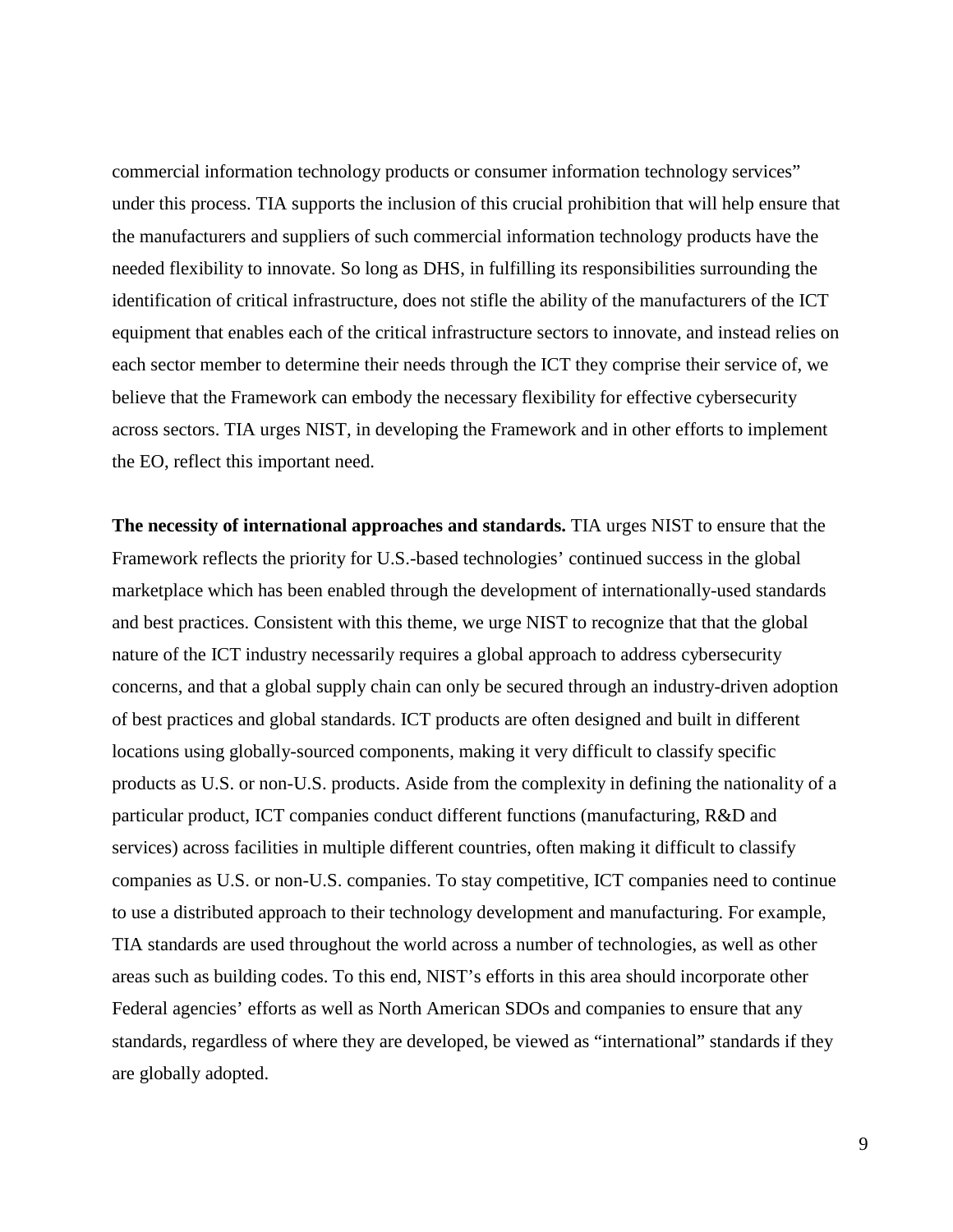commercial information technology products or consumer information technology services" under this process. TIA supports the inclusion of this crucial prohibition that will help ensure that the manufacturers and suppliers of such commercial information technology products have the needed flexibility to innovate. So long as DHS, in fulfilling its responsibilities surrounding the identification of critical infrastructure, does not stifle the ability of the manufacturers of the ICT equipment that enables each of the critical infrastructure sectors to innovate, and instead relies on each sector member to determine their needs through the ICT they comprise their service of, we believe that the Framework can embody the necessary flexibility for effective cybersecurity across sectors. TIA urges NIST, in developing the Framework and in other efforts to implement the EO, reflect this important need.

**The necessity of international approaches and standards.** TIA urges NIST to ensure that the Framework reflects the priority for U.S.-based technologies' continued success in the global marketplace which has been enabled through the development of internationally-used standards and best practices. Consistent with this theme, we urge NIST to recognize that that the global nature of the ICT industry necessarily requires a global approach to address cybersecurity concerns, and that a global supply chain can only be secured through an industry-driven adoption of best practices and global standards. ICT products are often designed and built in different locations using globally-sourced components, making it very difficult to classify specific products as U.S. or non-U.S. products. Aside from the complexity in defining the nationality of a particular product, ICT companies conduct different functions (manufacturing, R&D and services) across facilities in multiple different countries, often making it difficult to classify companies as U.S. or non-U.S. companies. To stay competitive, ICT companies need to continue to use a distributed approach to their technology development and manufacturing. For example, TIA standards are used throughout the world across a number of technologies, as well as other areas such as building codes. To this end, NIST's efforts in this area should incorporate other Federal agencies' efforts as well as North American SDOs and companies to ensure that any standards, regardless of where they are developed, be viewed as "international" standards if they are globally adopted.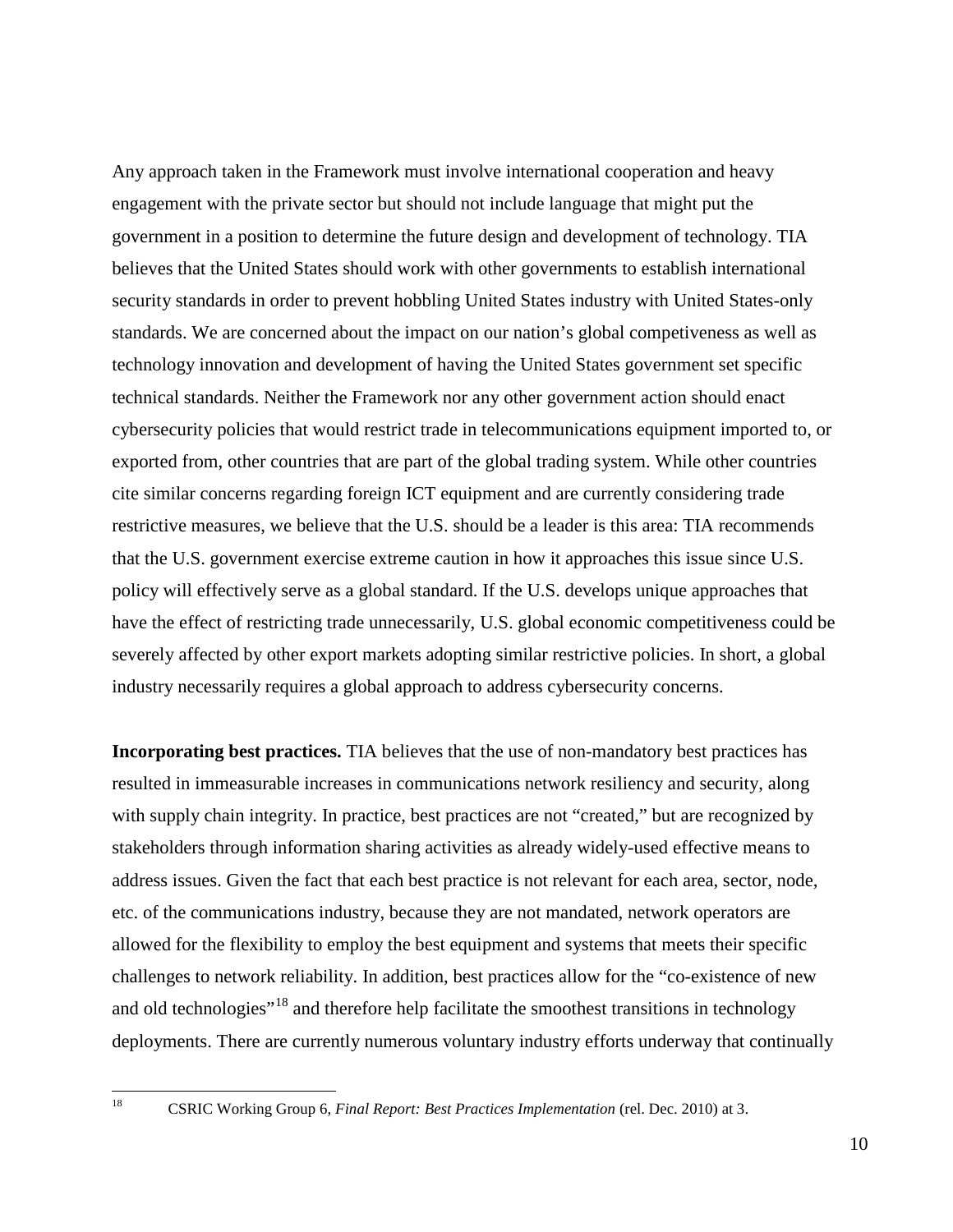Any approach taken in the Framework must involve international cooperation and heavy engagement with the private sector but should not include language that might put the government in a position to determine the future design and development of technology. TIA believes that the United States should work with other governments to establish international security standards in order to prevent hobbling United States industry with United States-only standards. We are concerned about the impact on our nation's global competiveness as well as technology innovation and development of having the United States government set specific technical standards. Neither the Framework nor any other government action should enact cybersecurity policies that would restrict trade in telecommunications equipment imported to, or exported from, other countries that are part of the global trading system. While other countries cite similar concerns regarding foreign ICT equipment and are currently considering trade restrictive measures, we believe that the U.S. should be a leader is this area: TIA recommends that the U.S. government exercise extreme caution in how it approaches this issue since U.S. policy will effectively serve as a global standard. If the U.S. develops unique approaches that have the effect of restricting trade unnecessarily, U.S. global economic competitiveness could be severely affected by other export markets adopting similar restrictive policies. In short, a global industry necessarily requires a global approach to address cybersecurity concerns.

**Incorporating best practices.** TIA believes that the use of non-mandatory best practices has resulted in immeasurable increases in communications network resiliency and security, along with supply chain integrity. In practice, best practices are not "created," but are recognized by stakeholders through information sharing activities as already widely-used effective means to address issues. Given the fact that each best practice is not relevant for each area, sector, node, etc. of the communications industry, because they are not mandated, network operators are allowed for the flexibility to employ the best equipment and systems that meets their specific challenges to network reliability. In addition, best practices allow for the "co-existence of new and old technologies"[18] and therefore help facilitate the smoothest transitions in technology deployments. There are currently numerous voluntary industry efforts underway that continually

[18] CSRIC Working Group 6, *Final Report: Best Practices Implementation* (rel. Dec. 2010) at 3.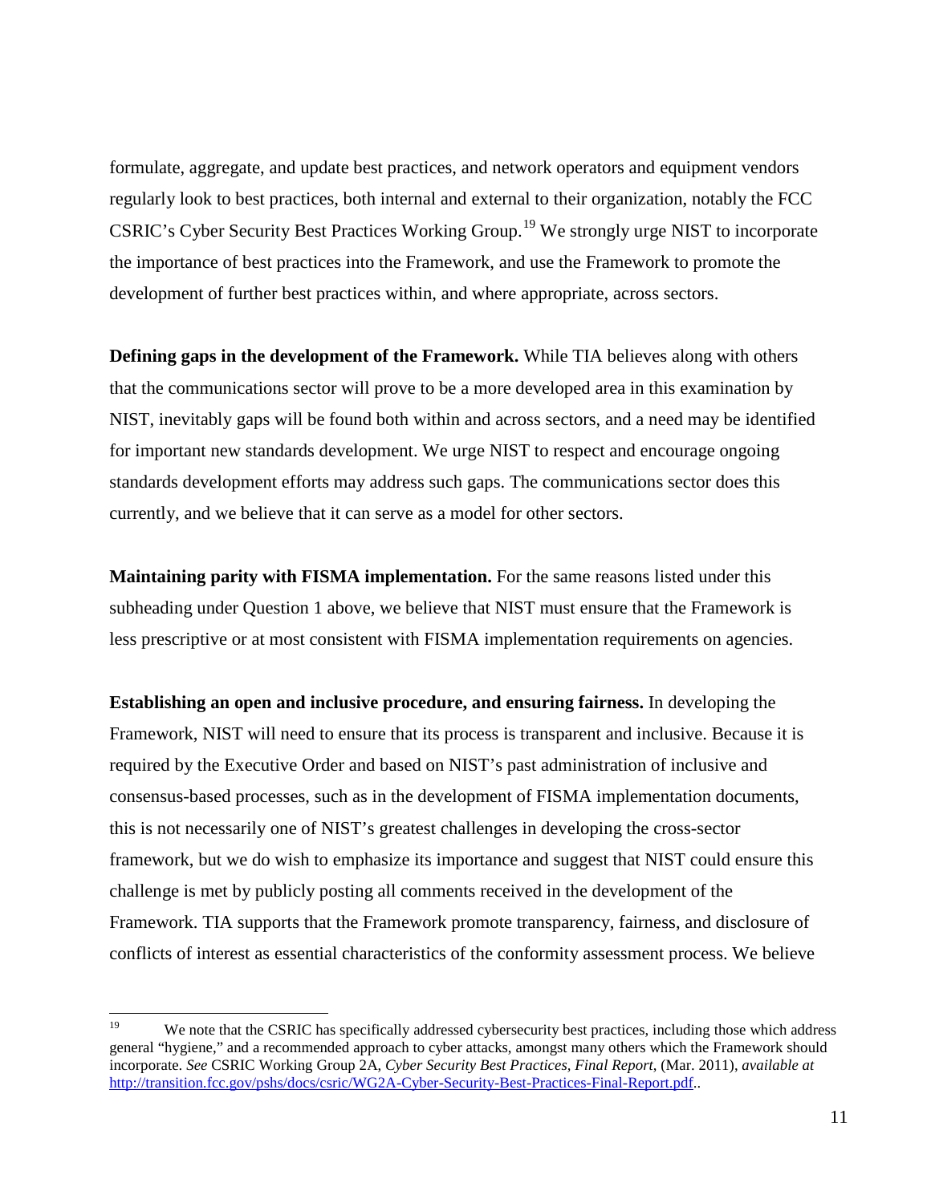formulate, aggregate, and update best practices, and network operators and equipment vendors regularly look to best practices, both internal and external to their organization, notably the FCC CSRIC's Cyber Security Best Practices Working Group.[19] We strongly urge NIST to incorporate the importance of best practices into the Framework, and use the Framework to promote the development of further best practices within, and where appropriate, across sectors.

**Defining gaps in the development of the Framework.** While TIA believes along with others that the communications sector will prove to be a more developed area in this examination by NIST, inevitably gaps will be found both within and across sectors, and a need may be identified for important new standards development. We urge NIST to respect and encourage ongoing standards development efforts may address such gaps. The communications sector does this currently, and we believe that it can serve as a model for other sectors.

**Maintaining parity with FISMA implementation.** For the same reasons listed under this subheading under Question 1 above, we believe that NIST must ensure that the Framework is less prescriptive or at most consistent with FISMA implementation requirements on agencies.

**Establishing an open and inclusive procedure, and ensuring fairness.** In developing the Framework, NIST will need to ensure that its process is transparent and inclusive. Because it is required by the Executive Order and based on NIST's past administration of inclusive and consensus-based processes, such as in the development of FISMA implementation documents, this is not necessarily one of NIST's greatest challenges in developing the cross-sector framework, but we do wish to emphasize its importance and suggest that NIST could ensure this challenge is met by publicly posting all comments received in the development of the Framework. TIA supports that the Framework promote transparency, fairness, and disclosure of conflicts of interest as essential characteristics of the conformity assessment process. We believe

---

[19] We note that the CSRIC has specifically addressed cybersecurity best practices, including those which address general "hygiene," and a recommended approach to cyber attacks, amongst many others which the Framework should incorporate. *See* CSRIC Working Group 2A, *Cyber Security Best Practices, Final Report*, (Mar. 2011), *available at* http://transition.fcc.gov/pshs/docs/csric/WG2A-Cyber-Security-Best-Practices-Final-Report.pdf..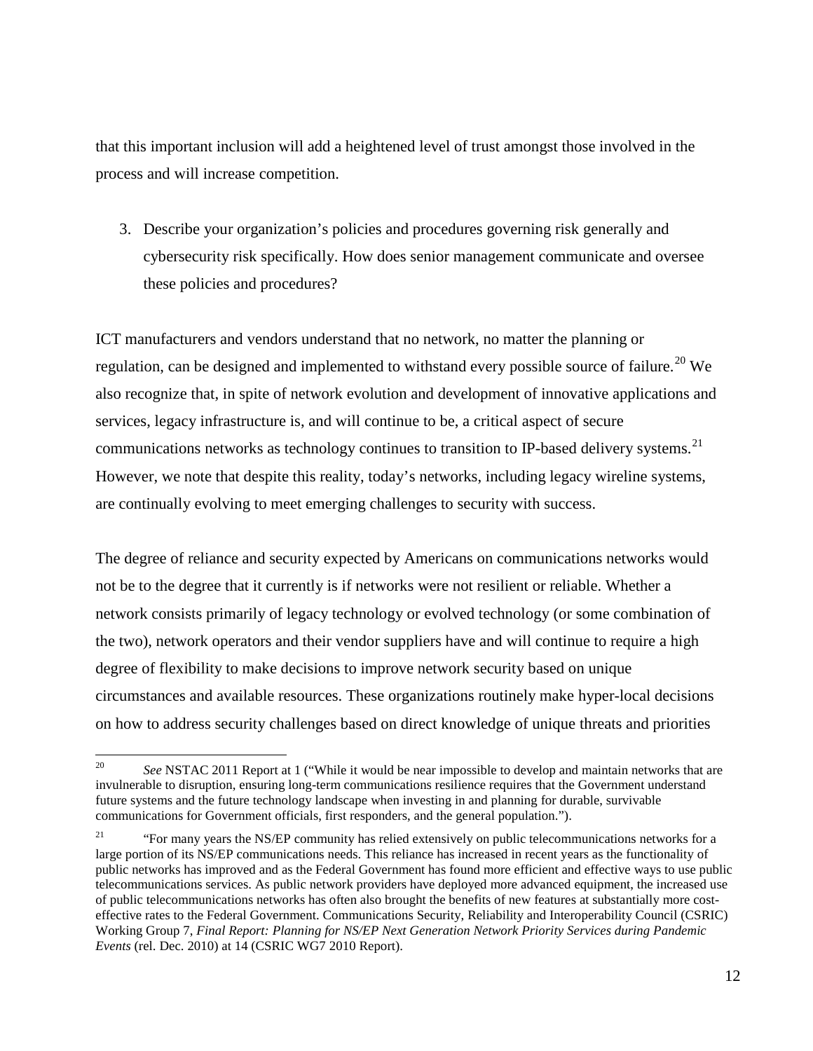that this important inclusion will add a heightened level of trust amongst those involved in the process and will increase competition.

3. Describe your organization's policies and procedures governing risk generally and cybersecurity risk specifically. How does senior management communicate and oversee these policies and procedures?

ICT manufacturers and vendors understand that no network, no matter the planning or regulation, can be designed and implemented to withstand every possible source of failure.[20] We also recognize that, in spite of network evolution and development of innovative applications and services, legacy infrastructure is, and will continue to be, a critical aspect of secure communications networks as technology continues to transition to IP-based delivery systems.[21] However, we note that despite this reality, today's networks, including legacy wireline systems, are continually evolving to meet emerging challenges to security with success.

The degree of reliance and security expected by Americans on communications networks would not be to the degree that it currently is if networks were not resilient or reliable. Whether a network consists primarily of legacy technology or evolved technology (or some combination of the two), network operators and their vendor suppliers have and will continue to require a high degree of flexibility to make decisions to improve network security based on unique circumstances and available resources. These organizations routinely make hyper-local decisions on how to address security challenges based on direct knowledge of unique threats and priorities

---

[20] *See* NSTAC 2011 Report at 1 ("While it would be near impossible to develop and maintain networks that are invulnerable to disruption, ensuring long-term communications resilience requires that the Government understand future systems and the future technology landscape when investing in and planning for durable, survivable communications for Government officials, first responders, and the general population.").

[21] "For many years the NS/EP community has relied extensively on public telecommunications networks for a large portion of its NS/EP communications needs. This reliance has increased in recent years as the functionality of public networks has improved and as the Federal Government has found more efficient and effective ways to use public telecommunications services. As public network providers have deployed more advanced equipment, the increased use of public telecommunications networks has often also brought the benefits of new features at substantially more cost-effective rates to the Federal Government. Communications Security, Reliability and Interoperability Council (CSRIC) Working Group 7, *Final Report: Planning for NS/EP Next Generation Network Priority Services during Pandemic Events* (rel. Dec. 2010) at 14 (CSRIC WG7 2010 Report).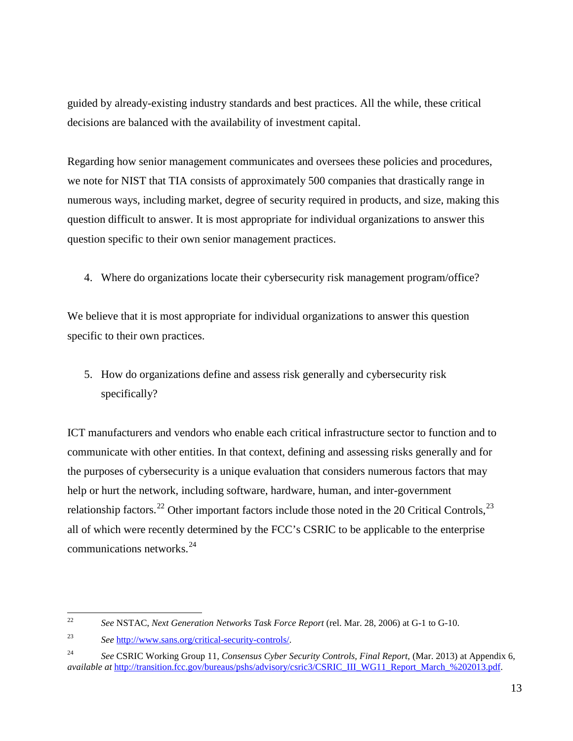guided by already-existing industry standards and best practices. All the while, these critical decisions are balanced with the availability of investment capital.

Regarding how senior management communicates and oversees these policies and procedures, we note for NIST that TIA consists of approximately 500 companies that drastically range in numerous ways, including market, degree of security required in products, and size, making this question difficult to answer. It is most appropriate for individual organizations to answer this question specific to their own senior management practices.

4. Where do organizations locate their cybersecurity risk management program/office?

We believe that it is most appropriate for individual organizations to answer this question specific to their own practices.

5. How do organizations define and assess risk generally and cybersecurity risk specifically?

ICT manufacturers and vendors who enable each critical infrastructure sector to function and to communicate with other entities. In that context, defining and assessing risks generally and for the purposes of cybersecurity is a unique evaluation that considers numerous factors that may help or hurt the network, including software, hardware, human, and inter-government relationship factors.[22] Other important factors include those noted in the 20 Critical Controls,[23] all of which were recently determined by the FCC's CSRIC to be applicable to the enterprise communications networks.[24]

---

[22] *See* NSTAC, *Next Generation Networks Task Force Report* (rel. Mar. 28, 2006) at G-1 to G-10.

[23] *See* http://www.sans.org/critical-security-controls/.

[24] *See* CSRIC Working Group 11, *Consensus Cyber Security Controls, Final Report,* (Mar. 2013) at Appendix 6, *available at* http://transition.fcc.gov/bureaus/pshs/advisory/csric3/CSRIC_III_WG11_Report_March_%202013.pdf.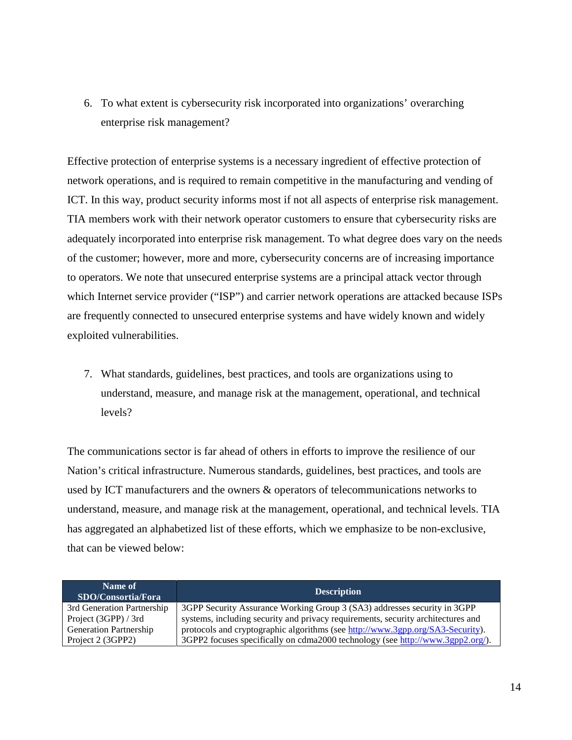6. To what extent is cybersecurity risk incorporated into organizations' overarching enterprise risk management?

Effective protection of enterprise systems is a necessary ingredient of effective protection of network operations, and is required to remain competitive in the manufacturing and vending of ICT. In this way, product security informs most if not all aspects of enterprise risk management. TIA members work with their network operator customers to ensure that cybersecurity risks are adequately incorporated into enterprise risk management. To what degree does vary on the needs of the customer; however, more and more, cybersecurity concerns are of increasing importance to operators. We note that unsecured enterprise systems are a principal attack vector through which Internet service provider ("ISP") and carrier network operations are attacked because ISPs are frequently connected to unsecured enterprise systems and have widely known and widely exploited vulnerabilities.

7. What standards, guidelines, best practices, and tools are organizations using to understand, measure, and manage risk at the management, operational, and technical levels?

The communications sector is far ahead of others in efforts to improve the resilience of our Nation's critical infrastructure. Numerous standards, guidelines, best practices, and tools are used by ICT manufacturers and the owners & operators of telecommunications networks to understand, measure, and manage risk at the management, operational, and technical levels. TIA has aggregated an alphabetized list of these efforts, which we emphasize to be non-exclusive, that can be viewed below:

| Name of SDO/Consortia/Fora | Description |
|---|---|
| 3rd Generation Partnership Project (3GPP) / 3rd Generation Partnership Project 2 (3GPP2) | 3GPP Security Assurance Working Group 3 (SA3) addresses security in 3GPP systems, including security and privacy requirements, security architectures and protocols and cryptographic algorithms (see http://www.3gpp.org/SA3-Security). 3GPP2 focuses specifically on cdma2000 technology (see http://www.3gpp2.org/). |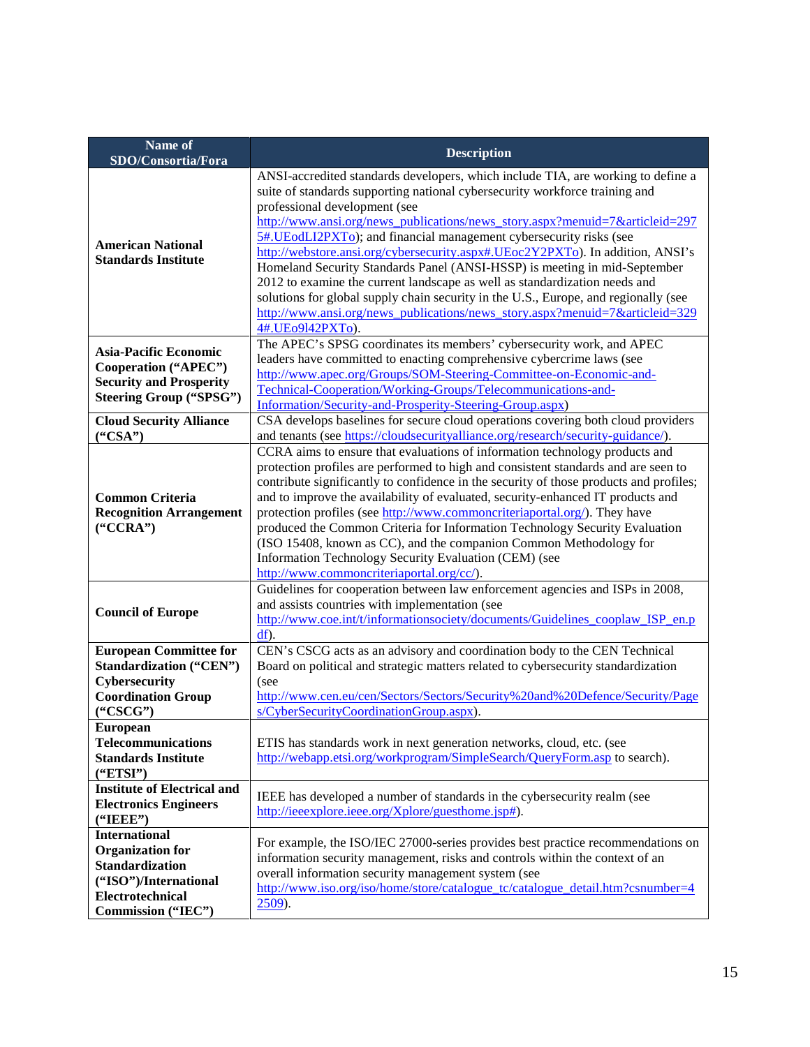| Name of SDO/Consortia/Fora | Description |
|---|---|
| **American National Standards Institute** | ANSI-accredited standards developers, which include TIA, are working to define a suite of standards supporting national cybersecurity workforce training and professional development (see http://www.ansi.org/news_publications/news_story.aspx?menuid=7&articleid=2975#.UEodLI2PXTo); and financial management cybersecurity risks (see http://webstore.ansi.org/cybersecurity.aspx#.UEoc2Y2PXTo). In addition, ANSI's Homeland Security Standards Panel (ANSI-HSSP) is meeting in mid-September 2012 to examine the current landscape as well as standardization needs and solutions for global supply chain security in the U.S., Europe, and regionally (see http://www.ansi.org/news_publications/news_story.aspx?menuid=7&articleid=3294#.UEo9l42PXTo). |
| **Asia-Pacific Economic Cooperation ("APEC") Security and Prosperity Steering Group ("SPSG")** | The APEC's SPSG coordinates its members' cybersecurity work, and APEC leaders have committed to enacting comprehensive cybercrime laws (see http://www.apec.org/Groups/SOM-Steering-Committee-on-Economic-and-Technical-Cooperation/Working-Groups/Telecommunications-and-Information/Security-and-Prosperity-Steering-Group.aspx) |
| **Cloud Security Alliance ("CSA")** | CSA develops baselines for secure cloud operations covering both cloud providers and tenants (see https://cloudsecurityalliance.org/research/security-guidance/). |
| **Common Criteria Recognition Arrangement ("CCRA")** | CCRA aims to ensure that evaluations of information technology products and protection profiles are performed to high and consistent standards and are seen to contribute significantly to confidence in the security of those products and profiles; and to improve the availability of evaluated, security-enhanced IT products and protection profiles (see http://www.commoncriteriaportal.org/). They have produced the Common Criteria for Information Technology Security Evaluation (ISO 15408, known as CC), and the companion Common Methodology for Information Technology Security Evaluation (CEM) (see http://www.commoncriteriaportal.org/cc/). |
| **Council of Europe** | Guidelines for cooperation between law enforcement agencies and ISPs in 2008, and assists countries with implementation (see http://www.coe.int/t/informationsociety/documents/Guidelines_cooplaw_ISP_en.pdf). |
| **European Committee for Standardization ("CEN") Cybersecurity Coordination Group ("CSCG")** | CEN's CSCG acts as an advisory and coordination body to the CEN Technical Board on political and strategic matters related to cybersecurity standardization (see http://www.cen.eu/cen/Sectors/Sectors/Security%20and%20Defence/Security/Pages/CyberSecurityCoordinationGroup.aspx). |
| **European Telecommunications Standards Institute ("ETSI")** | ETIS has standards work in next generation networks, cloud, etc. (see http://webapp.etsi.org/workprogram/SimpleSearch/QueryForm.asp to search). |
| **Institute of Electrical and Electronics Engineers ("IEEE")** | IEEE has developed a number of standards in the cybersecurity realm (see http://ieeexplore.ieee.org/Xplore/guesthome.jsp#). |
| **International Organization for Standardization ("ISO")/International Electrotechnical Commission ("IEC")** | For example, the ISO/IEC 27000-series provides best practice recommendations on information security management, risks and controls within the context of an overall information security management system (see http://www.iso.org/iso/home/store/catalogue_tc/catalogue_detail.htm?csnumber=42509). |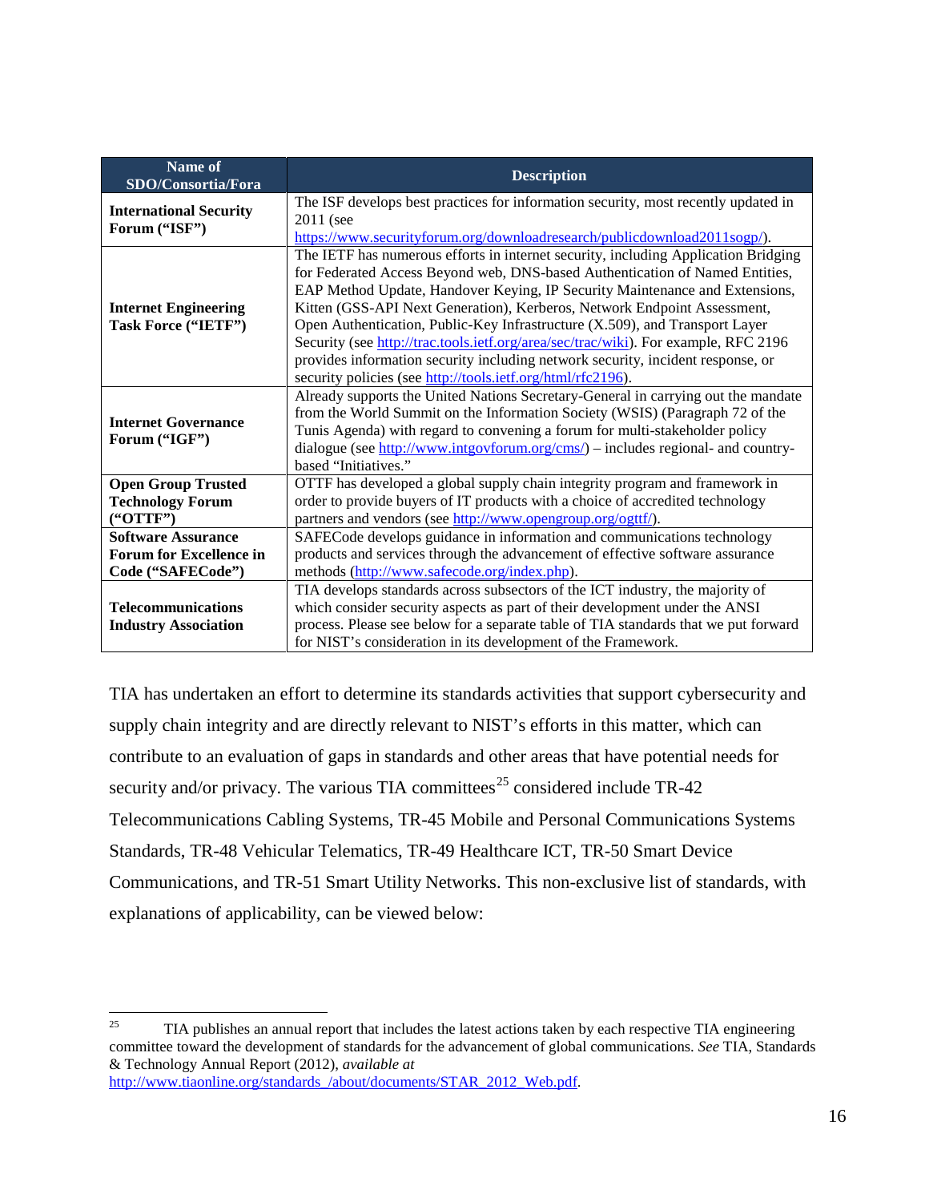| Name of SDO/Consortia/Fora | Description |
|---|---|
| **International Security Forum ("ISF")** | The ISF develops best practices for information security, most recently updated in 2011 (see https://www.securityforum.org/downloadresearch/publicdownload2011sogp/). |
| **Internet Engineering Task Force ("IETF")** | The IETF has numerous efforts in internet security, including Application Bridging for Federated Access Beyond web, DNS-based Authentication of Named Entities, EAP Method Update, Handover Keying, IP Security Maintenance and Extensions, Kitten (GSS-API Next Generation), Kerberos, Network Endpoint Assessment, Open Authentication, Public-Key Infrastructure (X.509), and Transport Layer Security (see http://trac.tools.ietf.org/area/sec/trac/wiki). For example, RFC 2196 provides information security including network security, incident response, or security policies (see http://tools.ietf.org/html/rfc2196). |
| **Internet Governance Forum ("IGF")** | Already supports the United Nations Secretary-General in carrying out the mandate from the World Summit on the Information Society (WSIS) (Paragraph 72 of the Tunis Agenda) with regard to convening a forum for multi-stakeholder policy dialogue (see http://www.intgovforum.org/cms/) – includes regional- and country-based "Initiatives." |
| **Open Group Trusted Technology Forum ("OTTF")** | OTTF has developed a global supply chain integrity program and framework in order to provide buyers of IT products with a choice of accredited technology partners and vendors (see http://www.opengroup.org/ogttf/). |
| **Software Assurance Forum for Excellence in Code ("SAFECode")** | SAFECode develops guidance in information and communications technology products and services through the advancement of effective software assurance methods (http://www.safecode.org/index.php). |
| **Telecommunications Industry Association** | TIA develops standards across subsectors of the ICT industry, the majority of which consider security aspects as part of their development under the ANSI process. Please see below for a separate table of TIA standards that we put forward for NIST's consideration in its development of the Framework. |

TIA has undertaken an effort to determine its standards activities that support cybersecurity and supply chain integrity and are directly relevant to NIST's efforts in this matter, which can contribute to an evaluation of gaps in standards and other areas that have potential needs for security and/or privacy. The various TIA committees[25] considered include TR-42 Telecommunications Cabling Systems, TR-45 Mobile and Personal Communications Systems Standards, TR-48 Vehicular Telematics, TR-49 Healthcare ICT, TR-50 Smart Device Communications, and TR-51 Smart Utility Networks. This non-exclusive list of standards, with explanations of applicability, can be viewed below:

[25] TIA publishes an annual report that includes the latest actions taken by each respective TIA engineering committee toward the development of standards for the advancement of global communications. *See* TIA, Standards & Technology Annual Report (2012), *available at* http://www.tiaonline.org/standards_/about/documents/STAR_2012_Web.pdf.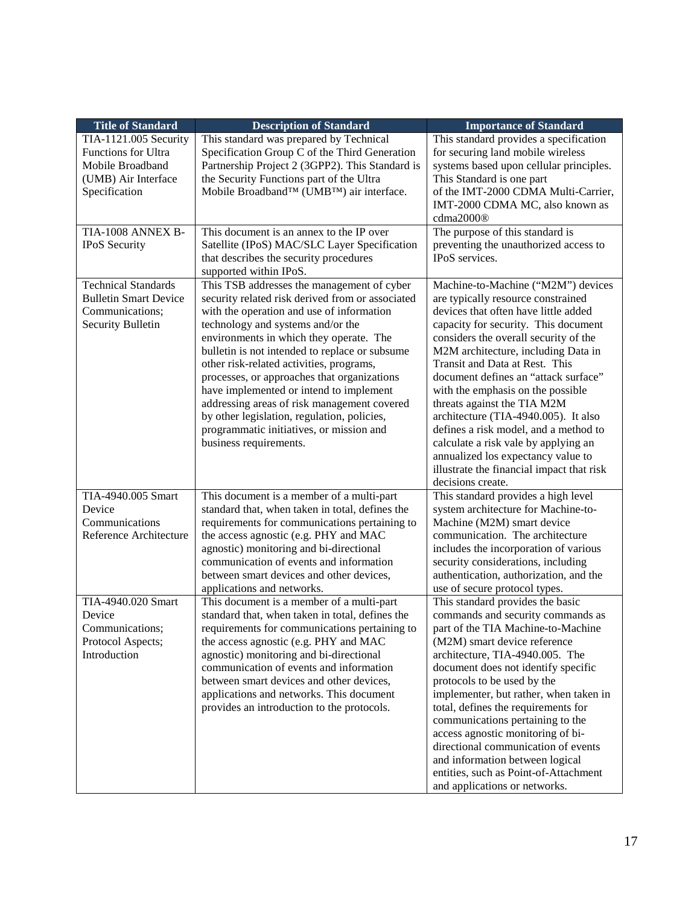| Title of Standard | Description of Standard | Importance of Standard |
|---|---|---|
| TIA-1121.005 Security Functions for Ultra Mobile Broadband (UMB) Air Interface Specification | This standard was prepared by Technical Specification Group C of the Third Generation Partnership Project 2 (3GPP2). This Standard is the Security Functions part of the Ultra Mobile Broadband™ (UMB™) air interface. | This standard provides a specification for securing land mobile wireless systems based upon cellular principles. This Standard is one part of the IMT-2000 CDMA Multi-Carrier, IMT-2000 CDMA MC, also known as cdma2000® |
| TIA-1008 ANNEX B- IPoS Security | This document is an annex to the IP over Satellite (IPoS) MAC/SLC Layer Specification that describes the security procedures supported within IPoS. | The purpose of this standard is preventing the unauthorized access to IPoS services. |
| Technical Standards Bulletin Smart Device Communications; Security Bulletin | This TSB addresses the management of cyber security related risk derived from or associated with the operation and use of information technology and systems and/or the environments in which they operate. The bulletin is not intended to replace or subsume other risk-related activities, programs, processes, or approaches that organizations have implemented or intend to implement addressing areas of risk management covered by other legislation, regulation, policies, programmatic initiatives, or mission and business requirements. | Machine-to-Machine ("M2M") devices are typically resource constrained devices that often have little added capacity for security. This document considers the overall security of the M2M architecture, including Data in Transit and Data at Rest. This document defines an "attack surface" with the emphasis on the possible threats against the TIA M2M architecture (TIA-4940.005). It also defines a risk model, and a method to calculate a risk vale by applying an annualized los expectancy value to illustrate the financial impact that risk decisions create. |
| TIA-4940.005 Smart Device Communications Reference Architecture | This document is a member of a multi-part standard that, when taken in total, defines the requirements for communications pertaining to the access agnostic (e.g. PHY and MAC agnostic) monitoring and bi-directional communication of events and information between smart devices and other devices, applications and networks. | This standard provides a high level system architecture for Machine-to-Machine (M2M) smart device communication. The architecture includes the incorporation of various security considerations, including authentication, authorization, and the use of secure protocol types. |
| TIA-4940.020 Smart Device Communications; Protocol Aspects; Introduction | This document is a member of a multi-part standard that, when taken in total, defines the requirements for communications pertaining to the access agnostic (e.g. PHY and MAC agnostic) monitoring and bi-directional communication of events and information between smart devices and other devices, applications and networks. This document provides an introduction to the protocols. | This standard provides the basic commands and security commands as part of the TIA Machine-to-Machine (M2M) smart device reference architecture, TIA-4940.005. The document does not identify specific protocols to be used by the implementer, but rather, when taken in total, defines the requirements for communications pertaining to the access agnostic monitoring of bi-directional communication of events and information between logical entities, such as Point-of-Attachment and applications or networks. |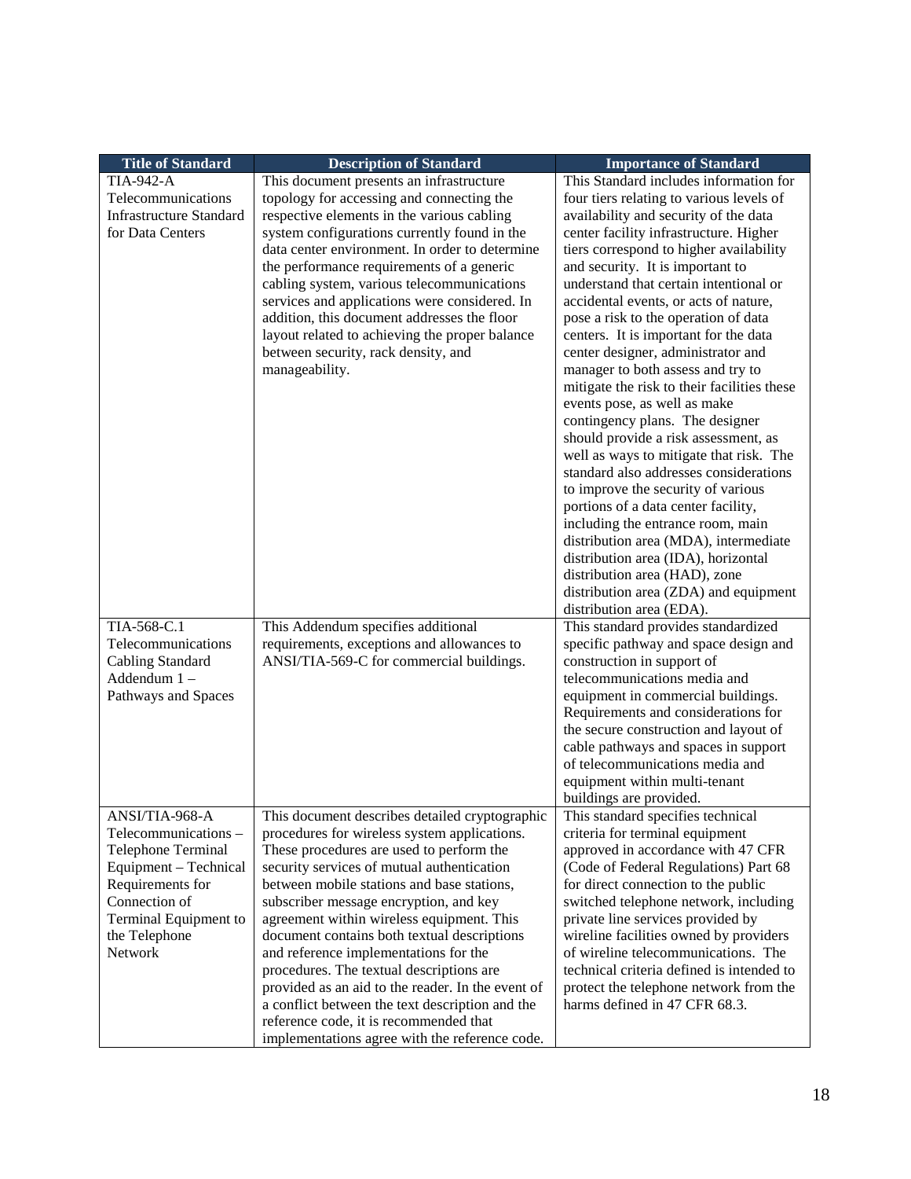| Title of Standard | Description of Standard | Importance of Standard |
| --- | --- | --- |
| TIA-942-A Telecommunications Infrastructure Standard for Data Centers | This document presents an infrastructure topology for accessing and connecting the respective elements in the various cabling system configurations currently found in the data center environment. In order to determine the performance requirements of a generic cabling system, various telecommunications services and applications were considered. In addition, this document addresses the floor layout related to achieving the proper balance between security, rack density, and manageability. | This Standard includes information for four tiers relating to various levels of availability and security of the data center facility infrastructure. Higher tiers correspond to higher availability and security. It is important to understand that certain intentional or accidental events, or acts of nature, pose a risk to the operation of data centers. It is important for the data center designer, administrator and manager to both assess and try to mitigate the risk to their facilities these events pose, as well as make contingency plans. The designer should provide a risk assessment, as well as ways to mitigate that risk. The standard also addresses considerations to improve the security of various portions of a data center facility, including the entrance room, main distribution area (MDA), intermediate distribution area (IDA), horizontal distribution area (HAD), zone distribution area (ZDA) and equipment distribution area (EDA). |
| TIA-568-C.1 Telecommunications Cabling Standard Addendum 1 – Pathways and Spaces | This Addendum specifies additional requirements, exceptions and allowances to ANSI/TIA-569-C for commercial buildings. | This standard provides standardized specific pathway and space design and construction in support of telecommunications media and equipment in commercial buildings. Requirements and considerations for the secure construction and layout of cable pathways and spaces in support of telecommunications media and equipment within multi-tenant buildings are provided. |
| ANSI/TIA-968-A Telecommunications – Telephone Terminal Equipment – Technical Requirements for Connection of Terminal Equipment to the Telephone Network | This document describes detailed cryptographic procedures for wireless system applications. These procedures are used to perform the security services of mutual authentication between mobile stations and base stations, subscriber message encryption, and key agreement within wireless equipment. This document contains both textual descriptions and reference implementations for the procedures. The textual descriptions are provided as an aid to the reader. In the event of a conflict between the text description and the reference code, it is recommended that implementations agree with the reference code. | This standard specifies technical criteria for terminal equipment approved in accordance with 47 CFR (Code of Federal Regulations) Part 68 for direct connection to the public switched telephone network, including private line services provided by wireline facilities owned by providers of wireline telecommunications. The technical criteria defined is intended to protect the telephone network from the harms defined in 47 CFR 68.3. |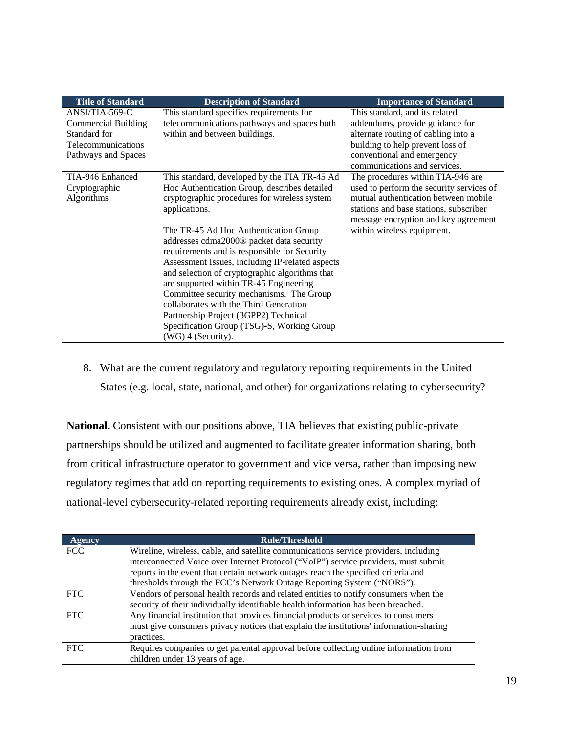| Title of Standard | Description of Standard | Importance of Standard |
| --- | --- | --- |
| ANSI/TIA-569-C Commercial Building Standard for Telecommunications Pathways and Spaces | This standard specifies requirements for telecommunications pathways and spaces both within and between buildings. | This standard, and its related addendums, provide guidance for alternate routing of cabling into a building to help prevent loss of conventional and emergency communications and services. |
| TIA-946 Enhanced Cryptographic Algorithms | This standard, developed by the TIA TR-45 Ad Hoc Authentication Group, describes detailed cryptographic procedures for wireless system applications.<br><br>The TR-45 Ad Hoc Authentication Group addresses cdma2000® packet data security requirements and is responsible for Security Assessment Issues, including IP-related aspects and selection of cryptographic algorithms that are supported within TR-45 Engineering Committee security mechanisms. The Group collaborates with the Third Generation Partnership Project (3GPP2) Technical Specification Group (TSG)-S, Working Group (WG) 4 (Security). | The procedures within TIA-946 are used to perform the security services of mutual authentication between mobile stations and base stations, subscriber message encryption and key agreement within wireless equipment. |

8. What are the current regulatory and regulatory reporting requirements in the United States (e.g. local, state, national, and other) for organizations relating to cybersecurity?

**National.** Consistent with our positions above, TIA believes that existing public-private partnerships should be utilized and augmented to facilitate greater information sharing, both from critical infrastructure operator to government and vice versa, rather than imposing new regulatory regimes that add on reporting requirements to existing ones. A complex myriad of national-level cybersecurity-related reporting requirements already exist, including:

| Agency | Rule/Threshold |
| --- | --- |
| FCC | Wireline, wireless, cable, and satellite communications service providers, including interconnected Voice over Internet Protocol ("VoIP") service providers, must submit reports in the event that certain network outages reach the specified criteria and thresholds through the FCC's Network Outage Reporting System ("NORS"). |
| FTC | Vendors of personal health records and related entities to notify consumers when the security of their individually identifiable health information has been breached. |
| FTC | Any financial institution that provides financial products or services to consumers must give consumers privacy notices that explain the institutions' information-sharing practices. |
| FTC | Requires companies to get parental approval before collecting online information from children under 13 years of age. |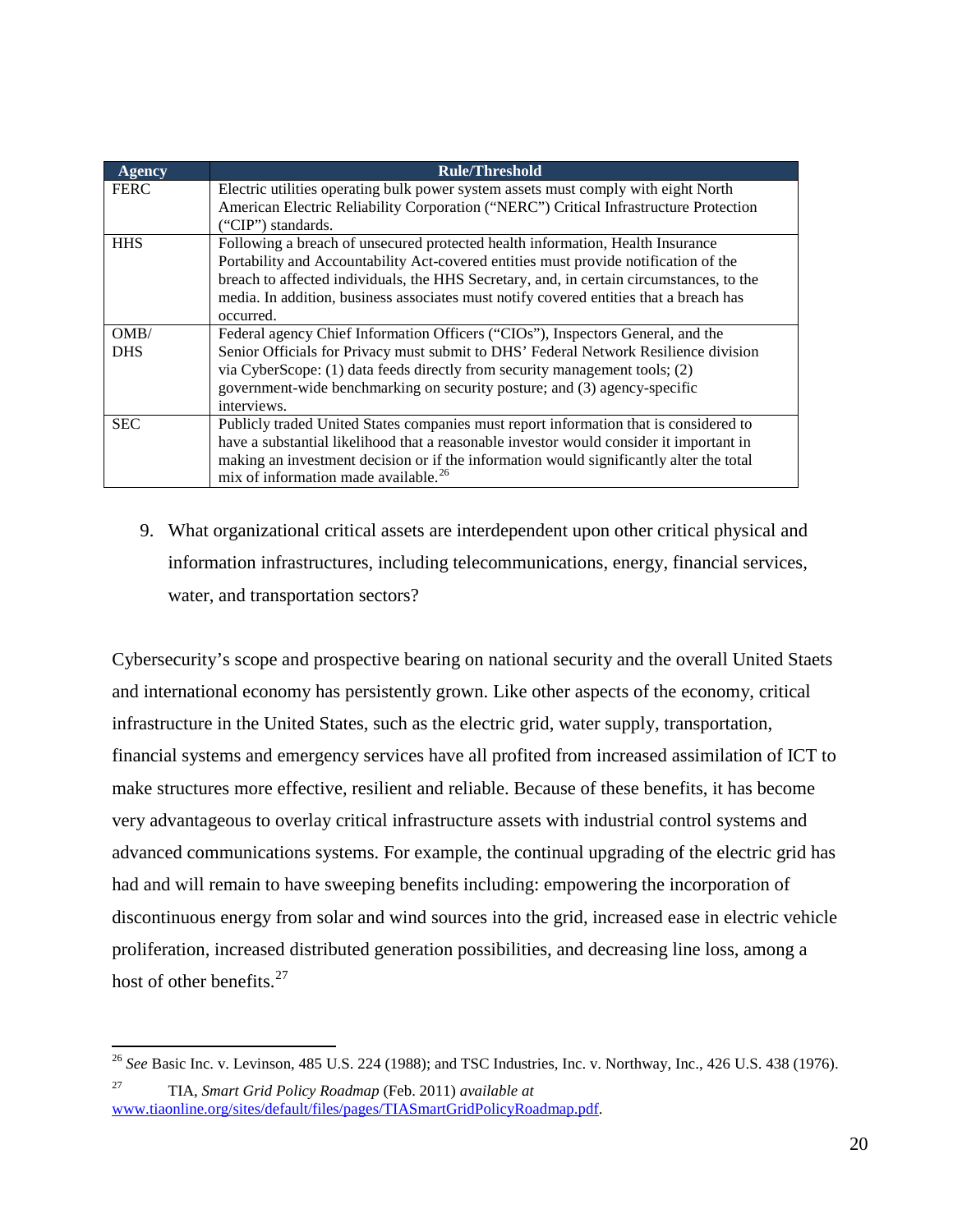| Agency | Rule/Threshold |
|---|---|
| FERC | Electric utilities operating bulk power system assets must comply with eight North American Electric Reliability Corporation ("NERC") Critical Infrastructure Protection ("CIP") standards. |
| HHS | Following a breach of unsecured protected health information, Health Insurance Portability and Accountability Act-covered entities must provide notification of the breach to affected individuals, the HHS Secretary, and, in certain circumstances, to the media. In addition, business associates must notify covered entities that a breach has occurred. |
| OMB/ DHS | Federal agency Chief Information Officers ("CIOs"), Inspectors General, and the Senior Officials for Privacy must submit to DHS' Federal Network Resilience division via CyberScope: (1) data feeds directly from security management tools; (2) government-wide benchmarking on security posture; and (3) agency-specific interviews. |
| SEC | Publicly traded United States companies must report information that is considered to have a substantial likelihood that a reasonable investor would consider it important in making an investment decision or if the information would significantly alter the total mix of information made available.[26] |

9. What organizational critical assets are interdependent upon other critical physical and information infrastructures, including telecommunications, energy, financial services, water, and transportation sectors?

Cybersecurity's scope and prospective bearing on national security and the overall United Staets and international economy has persistently grown. Like other aspects of the economy, critical infrastructure in the United States, such as the electric grid, water supply, transportation, financial systems and emergency services have all profited from increased assimilation of ICT to make structures more effective, resilient and reliable. Because of these benefits, it has become very advantageous to overlay critical infrastructure assets with industrial control systems and advanced communications systems. For example, the continual upgrading of the electric grid has had and will remain to have sweeping benefits including: empowering the incorporation of discontinuous energy from solar and wind sources into the grid, increased ease in electric vehicle proliferation, increased distributed generation possibilities, and decreasing line loss, among a host of other benefits.[27]

---

[26] *See* Basic Inc. v. Levinson, 485 U.S. 224 (1988); and TSC Industries, Inc. v. Northway, Inc., 426 U.S. 438 (1976).

[27] TIA, *Smart Grid Policy Roadmap* (Feb. 2011) *available at* www.tiaonline.org/sites/default/files/pages/TIASmartGridPolicyRoadmap.pdf.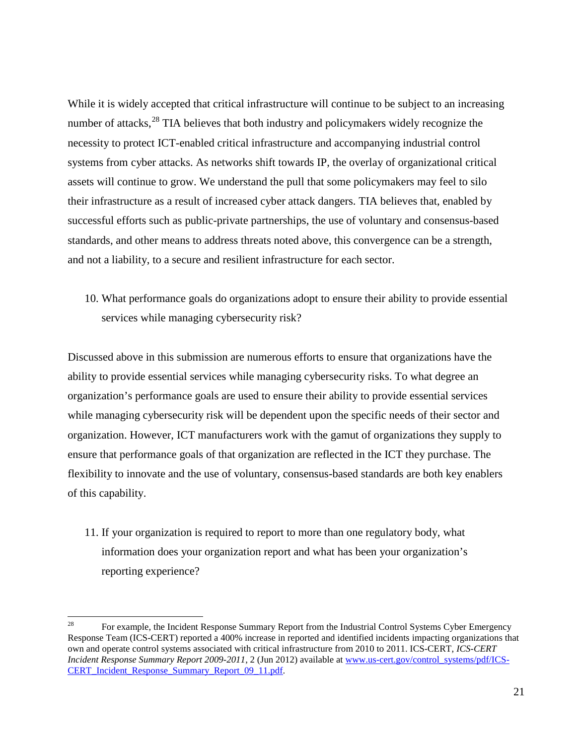While it is widely accepted that critical infrastructure will continue to be subject to an increasing number of attacks,[28] TIA believes that both industry and policymakers widely recognize the necessity to protect ICT-enabled critical infrastructure and accompanying industrial control systems from cyber attacks. As networks shift towards IP, the overlay of organizational critical assets will continue to grow. We understand the pull that some policymakers may feel to silo their infrastructure as a result of increased cyber attack dangers. TIA believes that, enabled by successful efforts such as public-private partnerships, the use of voluntary and consensus-based standards, and other means to address threats noted above, this convergence can be a strength, and not a liability, to a secure and resilient infrastructure for each sector.

10. What performance goals do organizations adopt to ensure their ability to provide essential services while managing cybersecurity risk?

Discussed above in this submission are numerous efforts to ensure that organizations have the ability to provide essential services while managing cybersecurity risks. To what degree an organization's performance goals are used to ensure their ability to provide essential services while managing cybersecurity risk will be dependent upon the specific needs of their sector and organization. However, ICT manufacturers work with the gamut of organizations they supply to ensure that performance goals of that organization are reflected in the ICT they purchase. The flexibility to innovate and the use of voluntary, consensus-based standards are both key enablers of this capability.

11. If your organization is required to report to more than one regulatory body, what information does your organization report and what has been your organization's reporting experience?

---

[28] For example, the Incident Response Summary Report from the Industrial Control Systems Cyber Emergency Response Team (ICS-CERT) reported a 400% increase in reported and identified incidents impacting organizations that own and operate control systems associated with critical infrastructure from 2010 to 2011. ICS-CERT, *ICS-CERT Incident Response Summary Report 2009-2011*, 2 (Jun 2012) available at [www.us-cert.gov/control_systems/pdf/ICS-CERT_Incident_Response_Summary_Report_09_11.pdf](www.us-cert.gov/control_systems/pdf/ICS-CERT_Incident_Response_Summary_Report_09_11.pdf).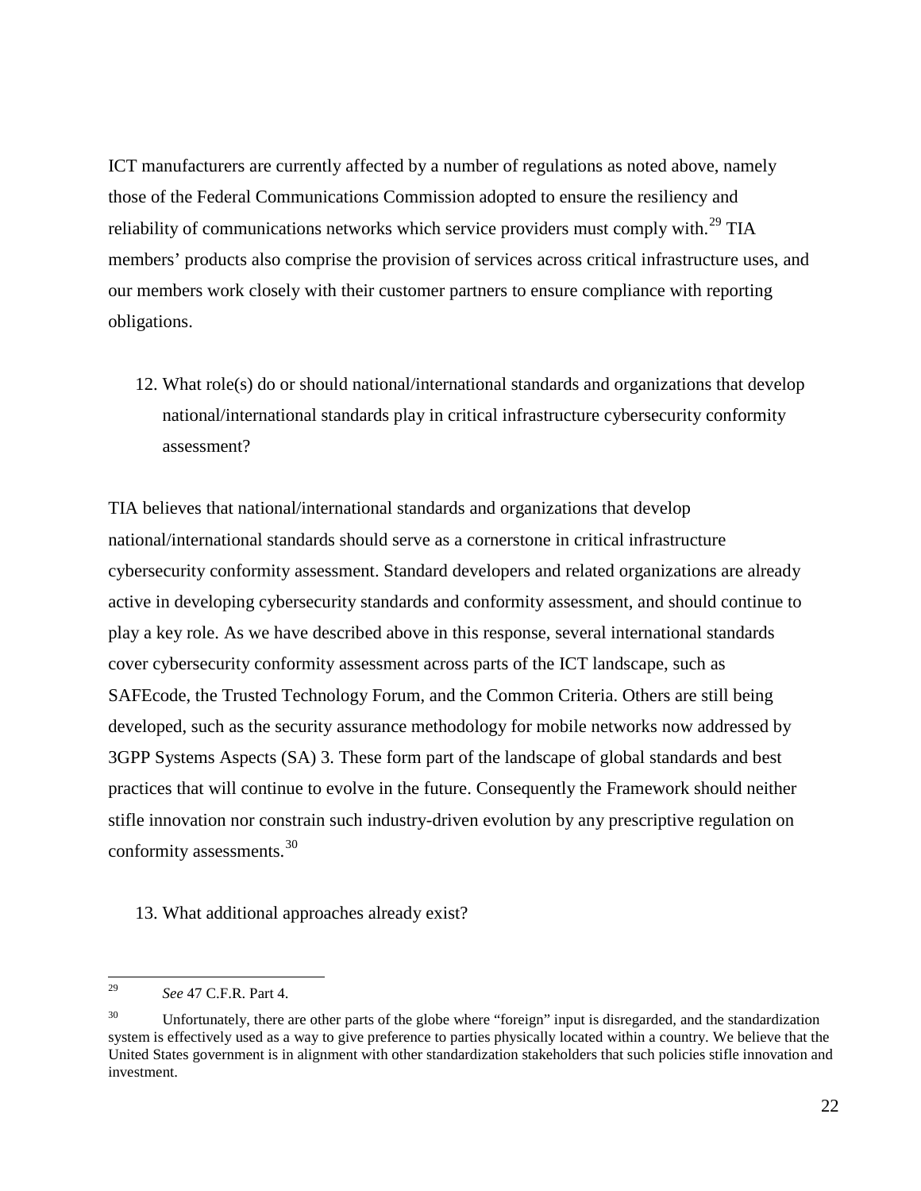ICT manufacturers are currently affected by a number of regulations as noted above, namely those of the Federal Communications Commission adopted to ensure the resiliency and reliability of communications networks which service providers must comply with.[29] TIA members' products also comprise the provision of services across critical infrastructure uses, and our members work closely with their customer partners to ensure compliance with reporting obligations.

12. What role(s) do or should national/international standards and organizations that develop national/international standards play in critical infrastructure cybersecurity conformity assessment?

TIA believes that national/international standards and organizations that develop national/international standards should serve as a cornerstone in critical infrastructure cybersecurity conformity assessment. Standard developers and related organizations are already active in developing cybersecurity standards and conformity assessment, and should continue to play a key role. As we have described above in this response, several international standards cover cybersecurity conformity assessment across parts of the ICT landscape, such as SAFEcode, the Trusted Technology Forum, and the Common Criteria. Others are still being developed, such as the security assurance methodology for mobile networks now addressed by 3GPP Systems Aspects (SA) 3. These form part of the landscape of global standards and best practices that will continue to evolve in the future. Consequently the Framework should neither stifle innovation nor constrain such industry-driven evolution by any prescriptive regulation on conformity assessments.[30]

13. What additional approaches already exist?

---

[29] *See* 47 C.F.R. Part 4.

[30] Unfortunately, there are other parts of the globe where "foreign" input is disregarded, and the standardization system is effectively used as a way to give preference to parties physically located within a country. We believe that the United States government is in alignment with other standardization stakeholders that such policies stifle innovation and investment.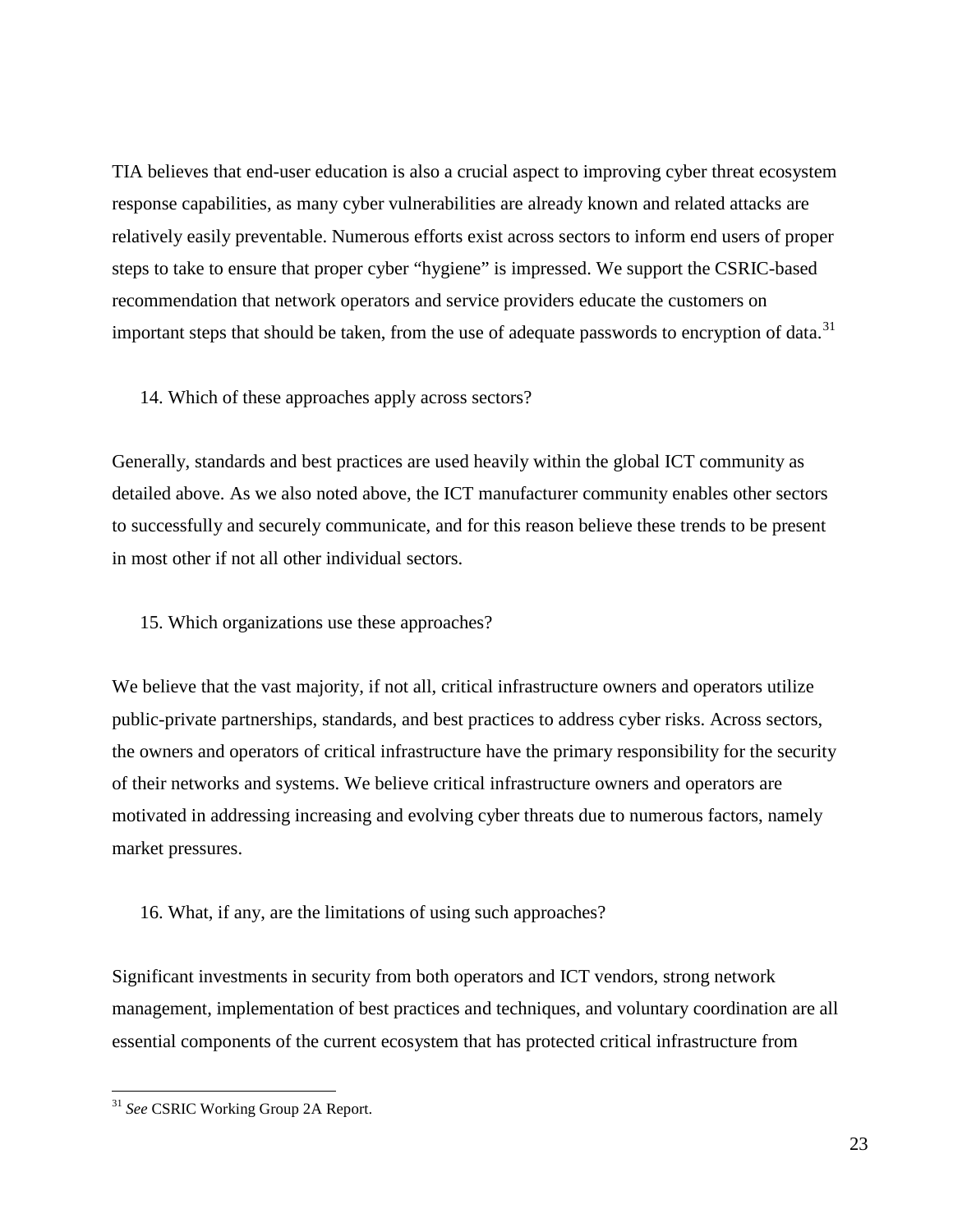TIA believes that end-user education is also a crucial aspect to improving cyber threat ecosystem response capabilities, as many cyber vulnerabilities are already known and related attacks are relatively easily preventable. Numerous efforts exist across sectors to inform end users of proper steps to take to ensure that proper cyber "hygiene" is impressed. We support the CSRIC-based recommendation that network operators and service providers educate the customers on important steps that should be taken, from the use of adequate passwords to encryption of data.[31]

14. Which of these approaches apply across sectors?

Generally, standards and best practices are used heavily within the global ICT community as detailed above. As we also noted above, the ICT manufacturer community enables other sectors to successfully and securely communicate, and for this reason believe these trends to be present in most other if not all other individual sectors.

15. Which organizations use these approaches?

We believe that the vast majority, if not all, critical infrastructure owners and operators utilize public-private partnerships, standards, and best practices to address cyber risks. Across sectors, the owners and operators of critical infrastructure have the primary responsibility for the security of their networks and systems. We believe critical infrastructure owners and operators are motivated in addressing increasing and evolving cyber threats due to numerous factors, namely market pressures.

16. What, if any, are the limitations of using such approaches?

Significant investments in security from both operators and ICT vendors, strong network management, implementation of best practices and techniques, and voluntary coordination are all essential components of the current ecosystem that has protected critical infrastructure from

[31] *See* CSRIC Working Group 2A Report.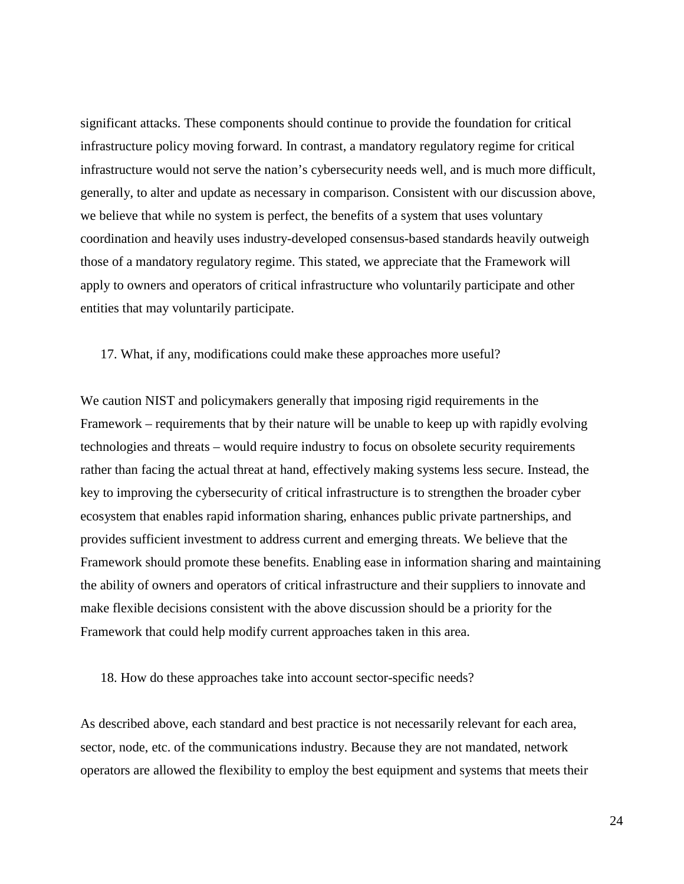significant attacks. These components should continue to provide the foundation for critical infrastructure policy moving forward. In contrast, a mandatory regulatory regime for critical infrastructure would not serve the nation's cybersecurity needs well, and is much more difficult, generally, to alter and update as necessary in comparison. Consistent with our discussion above, we believe that while no system is perfect, the benefits of a system that uses voluntary coordination and heavily uses industry-developed consensus-based standards heavily outweigh those of a mandatory regulatory regime. This stated, we appreciate that the Framework will apply to owners and operators of critical infrastructure who voluntarily participate and other entities that may voluntarily participate.

17. What, if any, modifications could make these approaches more useful?

We caution NIST and policymakers generally that imposing rigid requirements in the Framework – requirements that by their nature will be unable to keep up with rapidly evolving technologies and threats – would require industry to focus on obsolete security requirements rather than facing the actual threat at hand, effectively making systems less secure. Instead, the key to improving the cybersecurity of critical infrastructure is to strengthen the broader cyber ecosystem that enables rapid information sharing, enhances public private partnerships, and provides sufficient investment to address current and emerging threats. We believe that the Framework should promote these benefits. Enabling ease in information sharing and maintaining the ability of owners and operators of critical infrastructure and their suppliers to innovate and make flexible decisions consistent with the above discussion should be a priority for the Framework that could help modify current approaches taken in this area.

18. How do these approaches take into account sector-specific needs?

As described above, each standard and best practice is not necessarily relevant for each area, sector, node, etc. of the communications industry. Because they are not mandated, network operators are allowed the flexibility to employ the best equipment and systems that meets their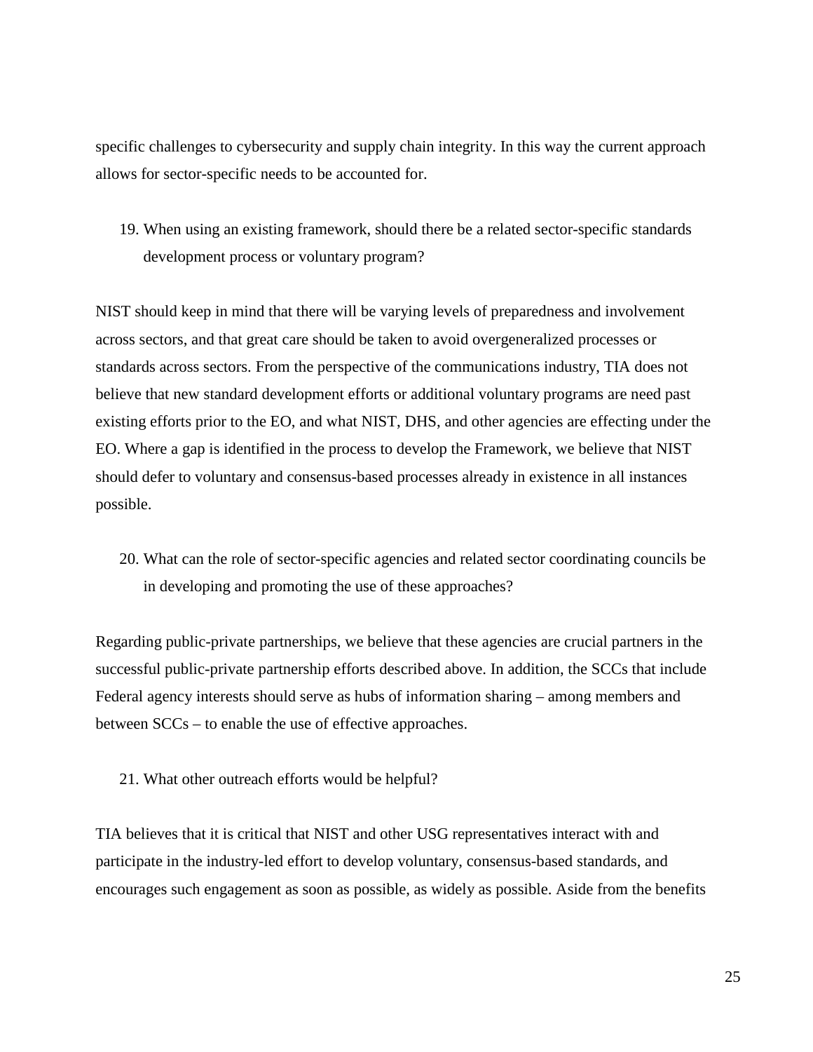specific challenges to cybersecurity and supply chain integrity. In this way the current approach allows for sector-specific needs to be accounted for.

19. When using an existing framework, should there be a related sector-specific standards development process or voluntary program?

NIST should keep in mind that there will be varying levels of preparedness and involvement across sectors, and that great care should be taken to avoid overgeneralized processes or standards across sectors. From the perspective of the communications industry, TIA does not believe that new standard development efforts or additional voluntary programs are need past existing efforts prior to the EO, and what NIST, DHS, and other agencies are effecting under the EO. Where a gap is identified in the process to develop the Framework, we believe that NIST should defer to voluntary and consensus-based processes already in existence in all instances possible.

20. What can the role of sector-specific agencies and related sector coordinating councils be in developing and promoting the use of these approaches?

Regarding public-private partnerships, we believe that these agencies are crucial partners in the successful public-private partnership efforts described above. In addition, the SCCs that include Federal agency interests should serve as hubs of information sharing – among members and between SCCs – to enable the use of effective approaches.

21. What other outreach efforts would be helpful?

TIA believes that it is critical that NIST and other USG representatives interact with and participate in the industry-led effort to develop voluntary, consensus-based standards, and encourages such engagement as soon as possible, as widely as possible. Aside from the benefits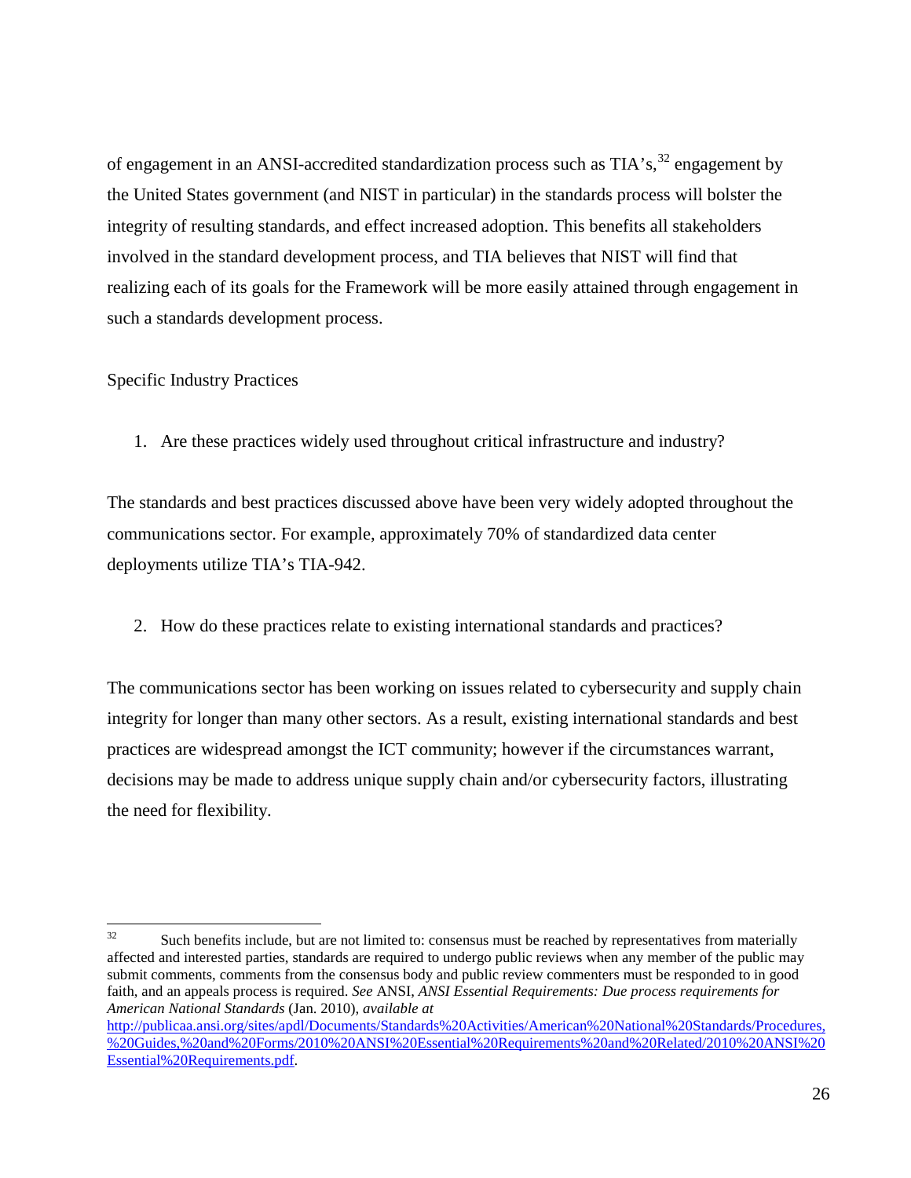of engagement in an ANSI-accredited standardization process such as TIA's,[32] engagement by the United States government (and NIST in particular) in the standards process will bolster the integrity of resulting standards, and effect increased adoption. This benefits all stakeholders involved in the standard development process, and TIA believes that NIST will find that realizing each of its goals for the Framework will be more easily attained through engagement in such a standards development process.

Specific Industry Practices

1. Are these practices widely used throughout critical infrastructure and industry?

The standards and best practices discussed above have been very widely adopted throughout the communications sector. For example, approximately 70% of standardized data center deployments utilize TIA's TIA-942.

2. How do these practices relate to existing international standards and practices?

The communications sector has been working on issues related to cybersecurity and supply chain integrity for longer than many other sectors. As a result, existing international standards and best practices are widespread amongst the ICT community; however if the circumstances warrant, decisions may be made to address unique supply chain and/or cybersecurity factors, illustrating the need for flexibility.

---

[32] Such benefits include, but are not limited to: consensus must be reached by representatives from materially affected and interested parties, standards are required to undergo public reviews when any member of the public may submit comments, comments from the consensus body and public review commenters must be responded to in good faith, and an appeals process is required. *See* ANSI, *ANSI Essential Requirements: Due process requirements for American National Standards* (Jan. 2010), *available at* http://publicaa.ansi.org/sites/apdl/Documents/Standards%20Activities/American%20National%20Standards/Procedures,%20Guides,%20and%20Forms/2010%20ANSI%20Essential%20Requirements%20and%20Related/2010%20ANSI%20Essential%20Requirements.pdf.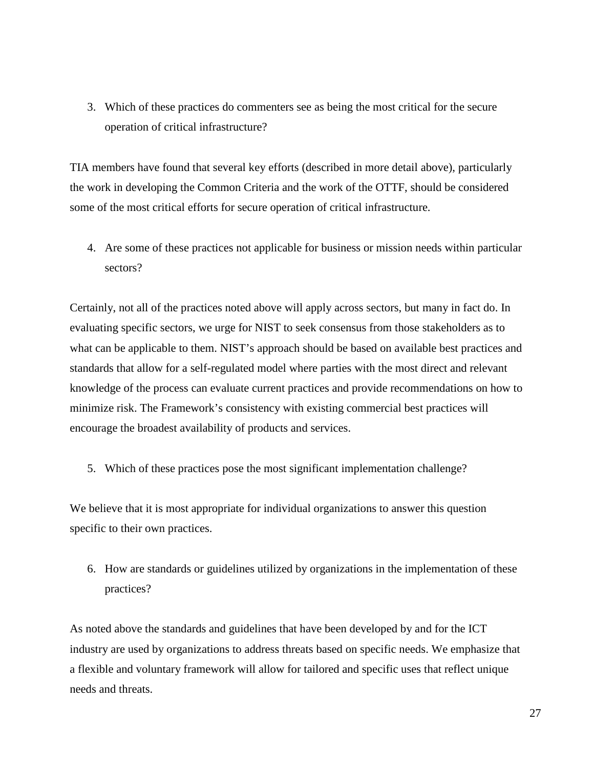3. Which of these practices do commenters see as being the most critical for the secure operation of critical infrastructure?

TIA members have found that several key efforts (described in more detail above), particularly the work in developing the Common Criteria and the work of the OTTF, should be considered some of the most critical efforts for secure operation of critical infrastructure.

4. Are some of these practices not applicable for business or mission needs within particular sectors?

Certainly, not all of the practices noted above will apply across sectors, but many in fact do. In evaluating specific sectors, we urge for NIST to seek consensus from those stakeholders as to what can be applicable to them. NIST's approach should be based on available best practices and standards that allow for a self-regulated model where parties with the most direct and relevant knowledge of the process can evaluate current practices and provide recommendations on how to minimize risk. The Framework's consistency with existing commercial best practices will encourage the broadest availability of products and services.

5. Which of these practices pose the most significant implementation challenge?

We believe that it is most appropriate for individual organizations to answer this question specific to their own practices.

6. How are standards or guidelines utilized by organizations in the implementation of these practices?

As noted above the standards and guidelines that have been developed by and for the ICT industry are used by organizations to address threats based on specific needs. We emphasize that a flexible and voluntary framework will allow for tailored and specific uses that reflect unique needs and threats.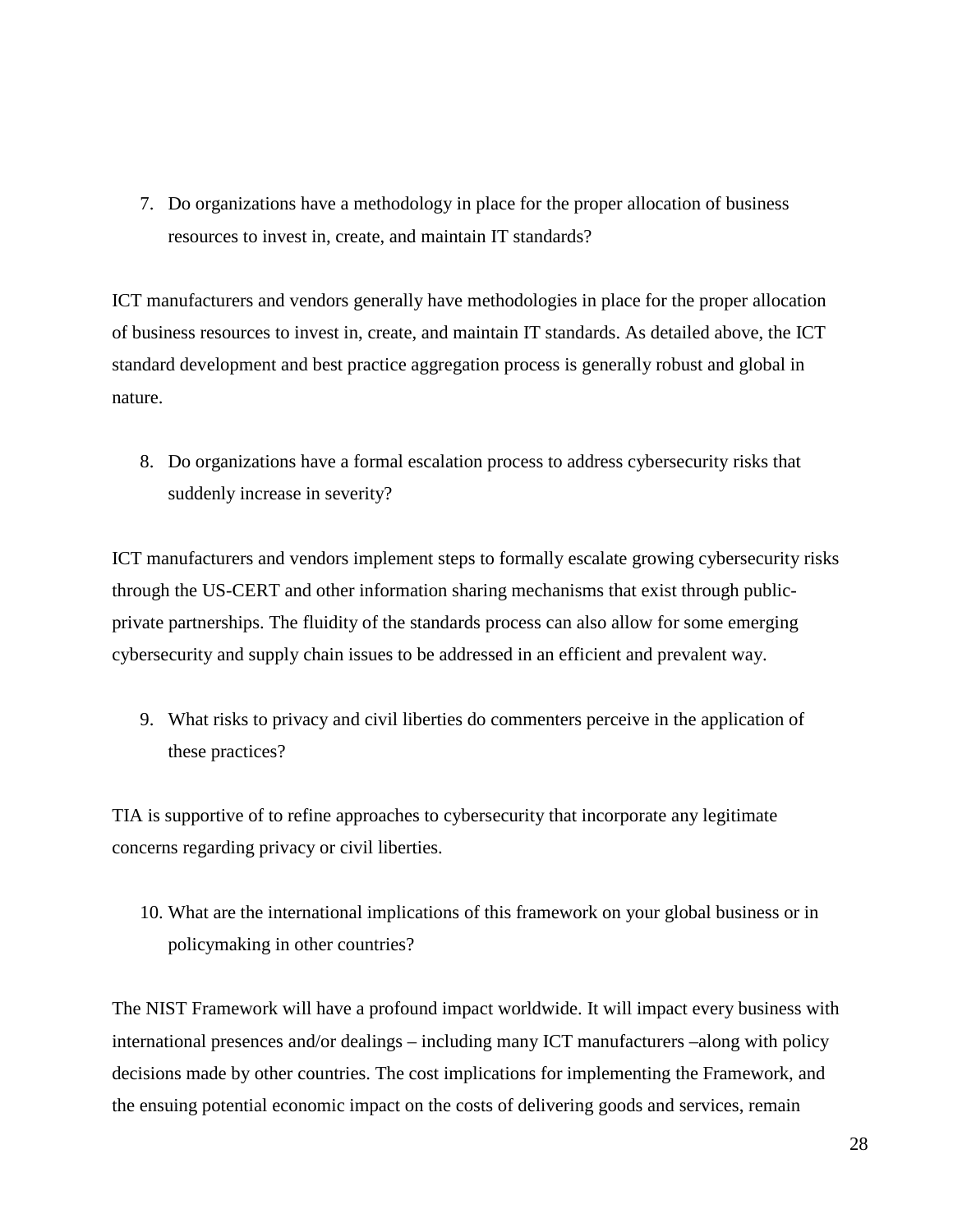7. Do organizations have a methodology in place for the proper allocation of business resources to invest in, create, and maintain IT standards?

ICT manufacturers and vendors generally have methodologies in place for the proper allocation of business resources to invest in, create, and maintain IT standards. As detailed above, the ICT standard development and best practice aggregation process is generally robust and global in nature.

8. Do organizations have a formal escalation process to address cybersecurity risks that suddenly increase in severity?

ICT manufacturers and vendors implement steps to formally escalate growing cybersecurity risks through the US-CERT and other information sharing mechanisms that exist through public-private partnerships. The fluidity of the standards process can also allow for some emerging cybersecurity and supply chain issues to be addressed in an efficient and prevalent way.

9. What risks to privacy and civil liberties do commenters perceive in the application of these practices?

TIA is supportive of to refine approaches to cybersecurity that incorporate any legitimate concerns regarding privacy or civil liberties.

10. What are the international implications of this framework on your global business or in policymaking in other countries?

The NIST Framework will have a profound impact worldwide. It will impact every business with international presences and/or dealings – including many ICT manufacturers –along with policy decisions made by other countries. The cost implications for implementing the Framework, and the ensuing potential economic impact on the costs of delivering goods and services, remain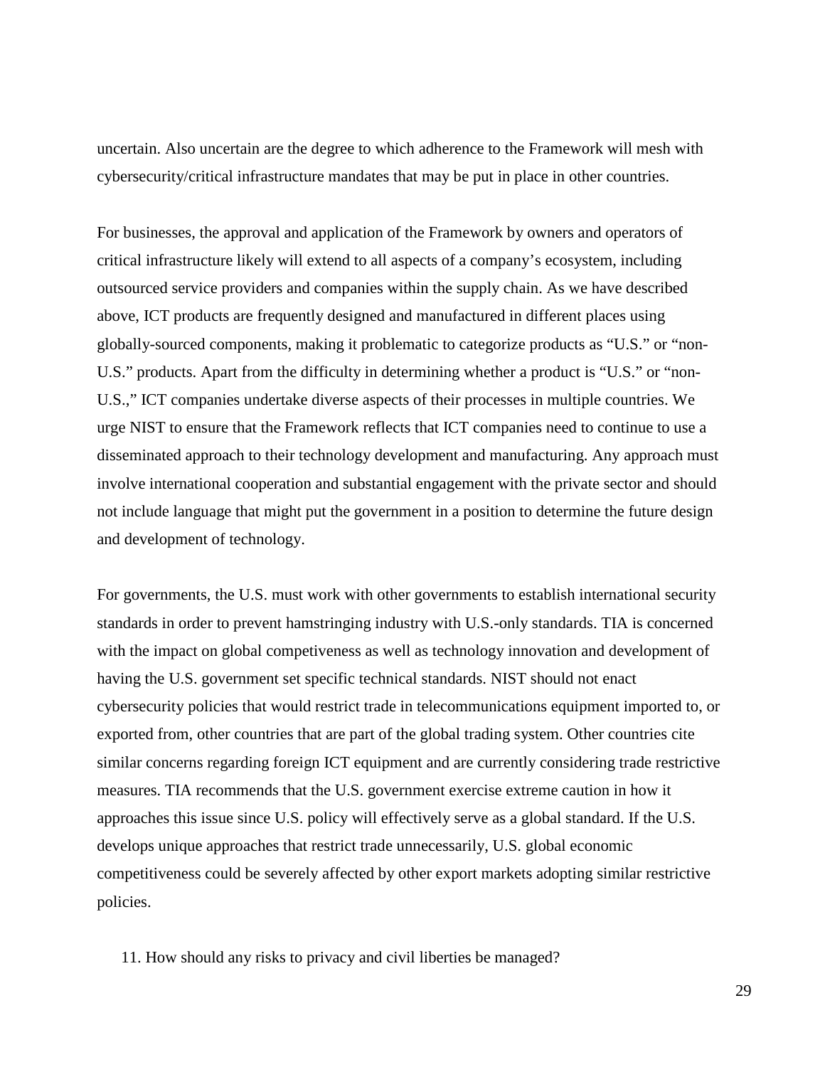uncertain. Also uncertain are the degree to which adherence to the Framework will mesh with cybersecurity/critical infrastructure mandates that may be put in place in other countries.

For businesses, the approval and application of the Framework by owners and operators of critical infrastructure likely will extend to all aspects of a company's ecosystem, including outsourced service providers and companies within the supply chain. As we have described above, ICT products are frequently designed and manufactured in different places using globally-sourced components, making it problematic to categorize products as "U.S." or "non-U.S." products. Apart from the difficulty in determining whether a product is "U.S." or "non-U.S.," ICT companies undertake diverse aspects of their processes in multiple countries. We urge NIST to ensure that the Framework reflects that ICT companies need to continue to use a disseminated approach to their technology development and manufacturing. Any approach must involve international cooperation and substantial engagement with the private sector and should not include language that might put the government in a position to determine the future design and development of technology.

For governments, the U.S. must work with other governments to establish international security standards in order to prevent hamstringing industry with U.S.-only standards. TIA is concerned with the impact on global competiveness as well as technology innovation and development of having the U.S. government set specific technical standards. NIST should not enact cybersecurity policies that would restrict trade in telecommunications equipment imported to, or exported from, other countries that are part of the global trading system. Other countries cite similar concerns regarding foreign ICT equipment and are currently considering trade restrictive measures. TIA recommends that the U.S. government exercise extreme caution in how it approaches this issue since U.S. policy will effectively serve as a global standard. If the U.S. develops unique approaches that restrict trade unnecessarily, U.S. global economic competitiveness could be severely affected by other export markets adopting similar restrictive policies.

11. How should any risks to privacy and civil liberties be managed?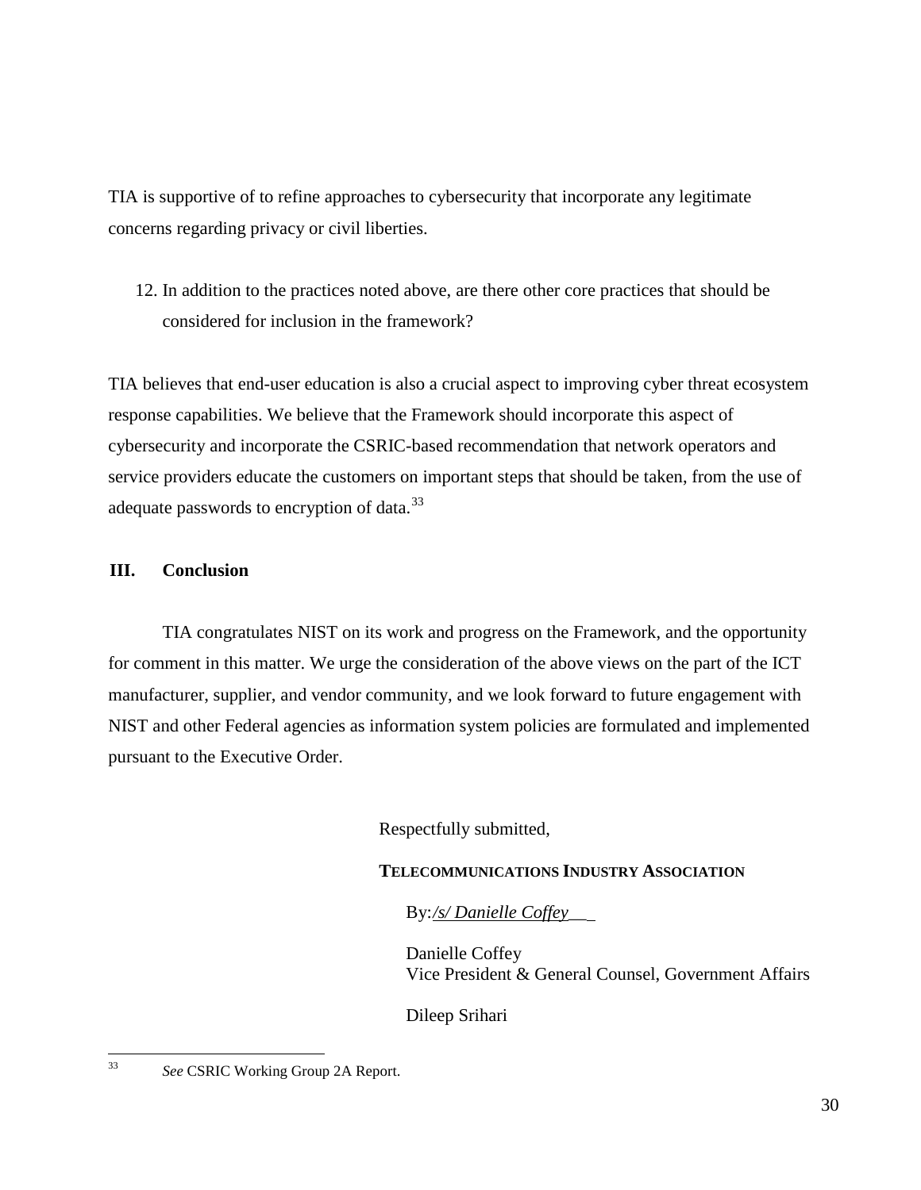TIA is supportive of to refine approaches to cybersecurity that incorporate any legitimate concerns regarding privacy or civil liberties.

12. In addition to the practices noted above, are there other core practices that should be considered for inclusion in the framework?

TIA believes that end-user education is also a crucial aspect to improving cyber threat ecosystem response capabilities. We believe that the Framework should incorporate this aspect of cybersecurity and incorporate the CSRIC-based recommendation that network operators and service providers educate the customers on important steps that should be taken, from the use of adequate passwords to encryption of data.[33]

## III. Conclusion

TIA congratulates NIST on its work and progress on the Framework, and the opportunity for comment in this matter. We urge the consideration of the above views on the part of the ICT manufacturer, supplier, and vendor community, and we look forward to future engagement with NIST and other Federal agencies as information system policies are formulated and implemented pursuant to the Executive Order.

Respectfully submitted,

**TELECOMMUNICATIONS INDUSTRY ASSOCIATION**

By: */s/ Danielle Coffey*

Danielle Coffey
Vice President & General Counsel, Government Affairs

Dileep Srihari

---

[33] *See* CSRIC Working Group 2A Report.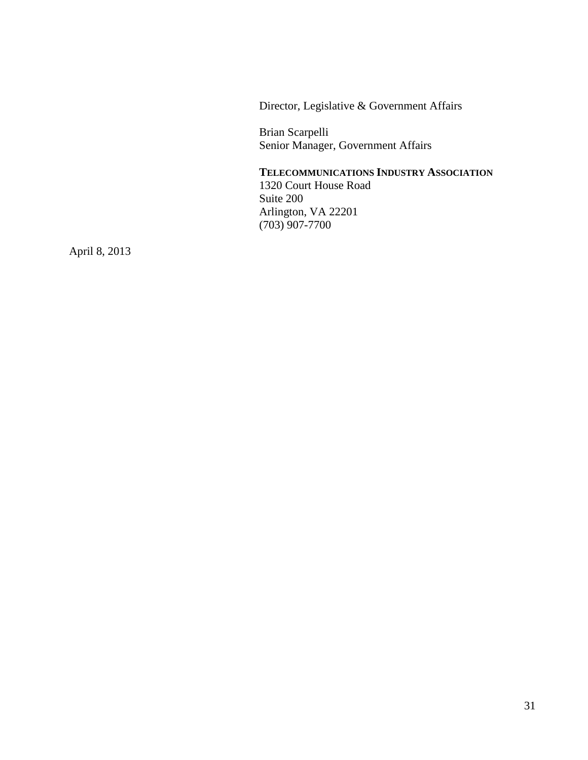Director, Legislative & Government Affairs

Brian Scarpelli
Senior Manager, Government Affairs

**TELECOMMUNICATIONS INDUSTRY ASSOCIATION**
1320 Court House Road
Suite 200
Arlington, VA 22201
(703) 907-7700

April 8, 2013